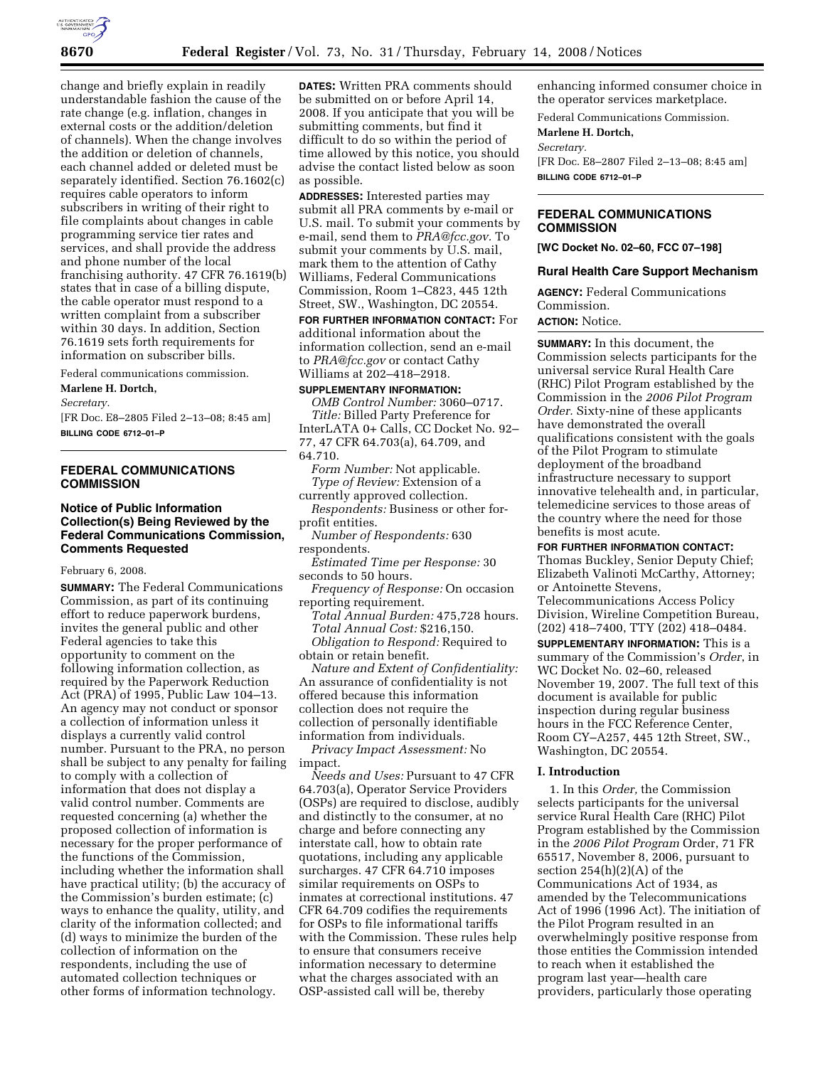change and briefly explain in readily understandable fashion the cause of the rate change (e.g. inflation, changes in external costs or the addition/deletion of channels). When the change involves the addition or deletion of channels, each channel added or deleted must be separately identified. Section 76.1602(c) requires cable operators to inform subscribers in writing of their right to file complaints about changes in cable programming service tier rates and services, and shall provide the address and phone number of the local franchising authority. 47 CFR 76.1619(b) states that in case of a billing dispute, the cable operator must respond to a written complaint from a subscriber within 30 days. In addition, Section 76.1619 sets forth requirements for information on subscriber bills.

Federal communications commission.

**Marlene H. Dortch,**

*Secretary.*

[FR Doc. E8–2805 Filed 2–13–08; 8:45 am]

**BILLING CODE 6712–01–P**

## FEDERAL COMMUNICATIONS COMMISSION

### Notice of Public Information Collection(s) Being Reviewed by the Federal Communications Commission, Comments Requested

February 6, 2008.

**SUMMARY:** The Federal Communications Commission, as part of its continuing effort to reduce paperwork burdens, invites the general public and other Federal agencies to take this opportunity to comment on the following information collection, as required by the Paperwork Reduction Act (PRA) of 1995, Public Law 104–13. An agency may not conduct or sponsor a collection of information unless it displays a currently valid control number. Pursuant to the PRA, no person shall be subject to any penalty for failing to comply with a collection of information that does not display a valid control number. Comments are requested concerning (a) whether the proposed collection of information is necessary for the proper performance of the functions of the Commission, including whether the information shall have practical utility; (b) the accuracy of the Commission's burden estimate; (c) ways to enhance the quality, utility, and clarity of the information collected; and (d) ways to minimize the burden of the collection of information on the respondents, including the use of automated collection techniques or other forms of information technology.

**DATES:** Written PRA comments should be submitted on or before April 14, 2008. If you anticipate that you will be submitting comments, but find it difficult to do so within the period of time allowed by this notice, you should advise the contact listed below as soon as possible.

**ADDRESSES:** Interested parties may submit all PRA comments by e-mail or U.S. mail. To submit your comments by e-mail, send them to *PRA@fcc.gov*. To submit your comments by U.S. mail, mark them to the attention of Cathy Williams, Federal Communications Commission, Room 1–C823, 445 12th Street, SW., Washington, DC 20554.

**FOR FURTHER INFORMATION CONTACT:** For additional information about the information collection, send an e-mail to *PRA@fcc.gov* or contact Cathy Williams at 202–418–2918.

**SUPPLEMENTARY INFORMATION:**

*OMB Control Number:* 3060–0717.

*Title:* Billed Party Preference for InterLATA 0+ Calls, CC Docket No. 92–77, 47 CFR 64.703(a), 64.709, and 64.710.

*Form Number:* Not applicable.

*Type of Review:* Extension of a currently approved collection.

*Respondents:* Business or other for-profit entities.

*Number of Respondents:* 630 respondents.

*Estimated Time per Response:* 30 seconds to 50 hours.

*Frequency of Response:* On occasion reporting requirement.

*Total Annual Burden:* 475,728 hours.

*Total Annual Cost:* $216,150.

*Obligation to Respond:* Required to obtain or retain benefit.

*Nature and Extent of Confidentiality:* An assurance of confidentiality is not offered because this information collection does not require the collection of personally identifiable information from individuals.

*Privacy Impact Assessment:* No impact.

*Needs and Uses:* Pursuant to 47 CFR 64.703(a), Operator Service Providers (OSPs) are required to disclose, audibly and distinctly to the consumer, at no charge and before connecting any interstate call, how to obtain rate quotations, including any applicable surcharges. 47 CFR 64.710 imposes similar requirements on OSPs to inmates at correctional institutions. 47 CFR 64.709 codifies the requirements for OSPs to file informational tariffs with the Commission. These rules help to ensure that consumers receive information necessary to determine what the charges associated with an OSP-assisted call will be, thereby enhancing informed consumer choice in the operator services marketplace.

Federal Communications Commission.

**Marlene H. Dortch,**

*Secretary.*

[FR Doc. E8–2807 Filed 2–13–08; 8:45 am]

**BILLING CODE 6712–01–P**

## FEDERAL COMMUNICATIONS COMMISSION

**[WC Docket No. 02–60, FCC 07–198]**

### Rural Health Care Support Mechanism

**AGENCY:** Federal Communications Commission.

**ACTION:** Notice.

**SUMMARY:** In this document, the Commission selects participants for the universal service Rural Health Care (RHC) Pilot Program established by the Commission in the *2006 Pilot Program Order*. Sixty-nine of these applicants have demonstrated the overall qualifications consistent with the goals of the Pilot Program to stimulate deployment of the broadband infrastructure necessary to support innovative telehealth and, in particular, telemedicine services to those areas of the country where the need for those benefits is most acute.

**FOR FURTHER INFORMATION CONTACT:** Thomas Buckley, Senior Deputy Chief; Elizabeth Valinoti McCarthy, Attorney; or Antoinette Stevens, Telecommunications Access Policy Division, Wireline Competition Bureau, (202) 418–7400, TTY (202) 418–0484.

**SUPPLEMENTARY INFORMATION:** This is a summary of the Commission's *Order*, in WC Docket No. 02–60, released November 19, 2007. The full text of this document is available for public inspection during regular business hours in the FCC Reference Center, Room CY–A257, 445 12th Street, SW., Washington, DC 20554.

### I. Introduction

1. In this *Order,* the Commission selects participants for the universal service Rural Health Care (RHC) Pilot Program established by the Commission in the *2006 Pilot Program* Order, 71 FR 65517, November 8, 2006, pursuant to section 254(h)(2)(A) of the Communications Act of 1934, as amended by the Telecommunications Act of 1996 (1996 Act). The initiation of the Pilot Program resulted in an overwhelmingly positive response from those entities the Commission intended to reach when it established the program last year—health care providers, particularly those operating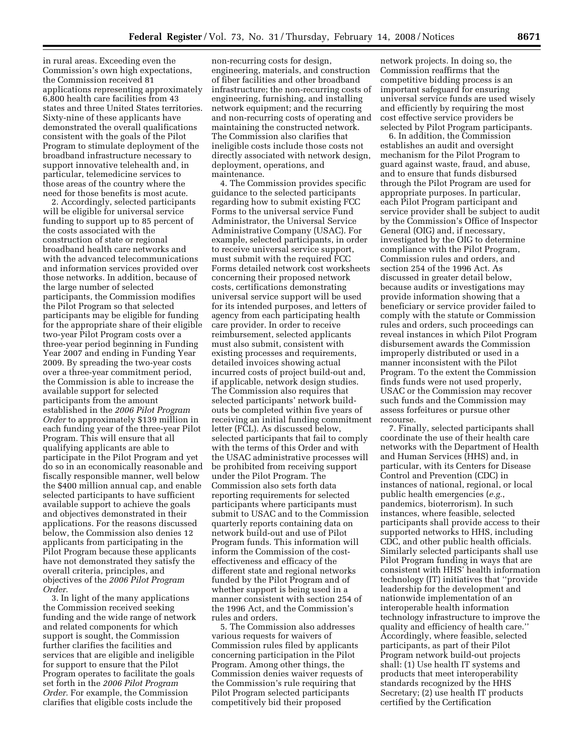in rural areas. Exceeding even the Commission's own high expectations, the Commission received 81 applications representing approximately 6,800 health care facilities from 43 states and three United States territories. Sixty-nine of these applicants have demonstrated the overall qualifications consistent with the goals of the Pilot Program to stimulate deployment of the broadband infrastructure necessary to support innovative telehealth and, in particular, telemedicine services to those areas of the country where the need for those benefits is most acute.

2. Accordingly, selected participants will be eligible for universal service funding to support up to 85 percent of the costs associated with the construction of state or regional broadband health care networks and with the advanced telecommunications and information services provided over those networks. In addition, because of the large number of selected participants, the Commission modifies the Pilot Program so that selected participants may be eligible for funding for the appropriate share of their eligible two-year Pilot Program costs over a three-year period beginning in Funding Year 2007 and ending in Funding Year 2009. By spreading the two-year costs over a three-year commitment period, the Commission is able to increase the available support for selected participants from the amount established in the *2006 Pilot Program Order* to approximately $139 million in each funding year of the three-year Pilot Program. This will ensure that all qualifying applicants are able to participate in the Pilot Program and yet do so in an economically reasonable and fiscally responsible manner, well below the $400 million annual cap, and enable selected participants to have sufficient available support to achieve the goals and objectives demonstrated in their applications. For the reasons discussed below, the Commission also denies 12 applicants from participating in the Pilot Program because these applicants have not demonstrated they satisfy the overall criteria, principles, and objectives of the *2006 Pilot Program Order.*

3. In light of the many applications the Commission received seeking funding and the wide range of network and related components for which support is sought, the Commission further clarifies the facilities and services that are eligible and ineligible for support to ensure that the Pilot Program operates to facilitate the goals set forth in the *2006 Pilot Program Order.* For example, the Commission clarifies that eligible costs include the non-recurring costs for design, engineering, materials, and construction of fiber facilities and other broadband infrastructure; the non-recurring costs of engineering, furnishing, and installing network equipment; and the recurring and non-recurring costs of operating and maintaining the constructed network. The Commission also clarifies that ineligible costs include those costs not directly associated with network design, deployment, operations, and maintenance.

4. The Commission provides specific guidance to the selected participants regarding how to submit existing FCC Forms to the universal service Fund Administrator, the Universal Service Administrative Company (USAC). For example, selected participants, in order to receive universal service support, must submit with the required FCC Forms detailed network cost worksheets concerning their proposed network costs, certifications demonstrating universal service support will be used for its intended purposes, and letters of agency from each participating health care provider. In order to receive reimbursement, selected applicants must also submit, consistent with existing processes and requirements, detailed invoices showing actual incurred costs of project build-out and, if applicable, network design studies. The Commission also requires that selected participants' network build-outs be completed within five years of receiving an initial funding commitment letter (FCL). As discussed below, selected participants that fail to comply with the terms of this Order and with the USAC administrative processes will be prohibited from receiving support under the Pilot Program. The Commission also sets forth data reporting requirements for selected participants where participants must submit to USAC and to the Commission quarterly reports containing data on network build-out and use of Pilot Program funds. This information will inform the Commission of the cost-effectiveness and efficacy of the different state and regional networks funded by the Pilot Program and of whether support is being used in a manner consistent with section 254 of the 1996 Act, and the Commission's rules and orders.

5. The Commission also addresses various requests for waivers of Commission rules filed by applicants concerning participation in the Pilot Program. Among other things, the Commission denies waiver requests of the Commission's rule requiring that Pilot Program selected participants competitively bid their proposed network projects. In doing so, the Commission reaffirms that the competitive bidding process is an important safeguard for ensuring universal service funds are used wisely and efficiently by requiring the most cost effective service providers be selected by Pilot Program participants.

6. In addition, the Commission establishes an audit and oversight mechanism for the Pilot Program to guard against waste, fraud, and abuse, and to ensure that funds disbursed through the Pilot Program are used for appropriate purposes. In particular, each Pilot Program participant and service provider shall be subject to audit by the Commission's Office of Inspector General (OIG) and, if necessary, investigated by the OIG to determine compliance with the Pilot Program, Commission rules and orders, and section 254 of the 1996 Act. As discussed in greater detail below, because audits or investigations may provide information showing that a beneficiary or service provider failed to comply with the statute or Commission rules and orders, such proceedings can reveal instances in which Pilot Program disbursement awards the Commission improperly distributed or used in a manner inconsistent with the Pilot Program. To the extent the Commission finds funds were not used properly, USAC or the Commission may recover such funds and the Commission may assess forfeitures or pursue other recourse.

7. Finally, selected participants shall coordinate the use of their health care networks with the Department of Health and Human Services (HHS) and, in particular, with its Centers for Disease Control and Prevention (CDC) in instances of national, regional, or local public health emergencies (*e.g.*, pandemics, bioterrorism). In such instances, where feasible, selected participants shall provide access to their supported networks to HHS, including CDC, and other public health officials. Similarly selected participants shall use Pilot Program funding in ways that are consistent with HHS' health information technology (IT) initiatives that "provide leadership for the development and nationwide implementation of an interoperable health information technology infrastructure to improve the quality and efficiency of health care." Accordingly, where feasible, selected participants, as part of their Pilot Program network build-out projects shall: (1) Use health IT systems and products that meet interoperability standards recognized by the HHS Secretary; (2) use health IT products certified by the Certification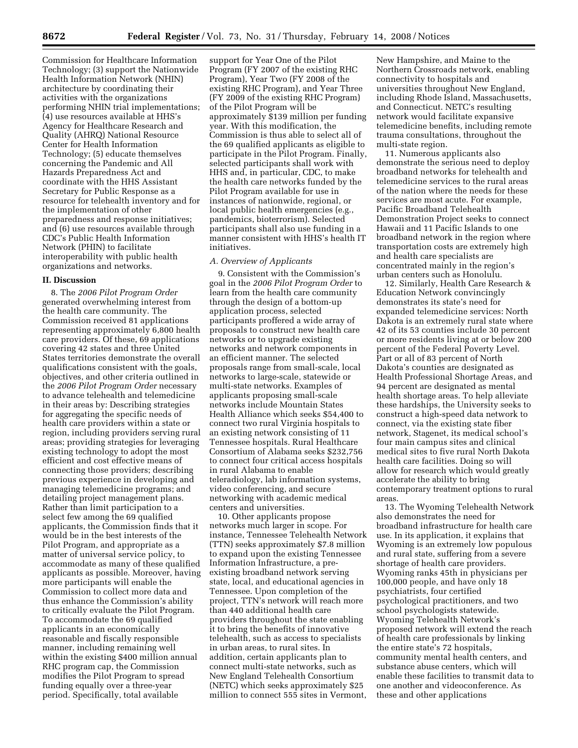Commission for Healthcare Information Technology; (3) support the Nationwide Health Information Network (NHIN) architecture by coordinating their activities with the organizations performing NHIN trial implementations; (4) use resources available at HHS's Agency for Healthcare Research and Quality (AHRQ) National Resource Center for Health Information Technology; (5) educate themselves concerning the Pandemic and All Hazards Preparedness Act and coordinate with the HHS Assistant Secretary for Public Response as a resource for telehealth inventory and for the implementation of other preparedness and response initiatives; and (6) use resources available through CDC's Public Health Information Network (PHIN) to facilitate interoperability with public health organizations and networks.

## II. Discussion

8. The *2006 Pilot Program Order* generated overwhelming interest from the health care community. The Commission received 81 applications representing approximately 6,800 health care providers. Of these, 69 applications covering 42 states and three United States territories demonstrate the overall qualifications consistent with the goals, objectives, and other criteria outlined in the *2006 Pilot Program Order* necessary to advance telehealth and telemedicine in their areas by: Describing strategies for aggregating the specific needs of health care providers within a state or region, including providers serving rural areas; providing strategies for leveraging existing technology to adopt the most efficient and cost effective means of connecting those providers; describing previous experience in developing and managing telemedicine programs; and detailing project management plans. Rather than limit participation to a select few among the 69 qualified applicants, the Commission finds that it would be in the best interests of the Pilot Program, and appropriate as a matter of universal service policy, to accommodate as many of these qualified applicants as possible. Moreover, having more participants will enable the Commission to collect more data and thus enhance the Commission's ability to critically evaluate the Pilot Program. To accommodate the 69 qualified applicants in an economically reasonable and fiscally responsible manner, including remaining well within the existing $400 million annual RHC program cap, the Commission modifies the Pilot Program to spread funding equally over a three-year period. Specifically, total available support for Year One of the Pilot Program (FY 2007 of the existing RHC Program), Year Two (FY 2008 of the existing RHC Program), and Year Three (FY 2009 of the existing RHC Program) of the Pilot Program will be approximately $139 million per funding year. With this modification, the Commission is thus able to select all of the 69 qualified applicants as eligible to participate in the Pilot Program. Finally, selected participants shall work with HHS and, in particular, CDC, to make the health care networks funded by the Pilot Program available for use in instances of nationwide, regional, or local public health emergencies (e.g., pandemics, bioterrorism). Selected participants shall also use funding in a manner consistent with HHS's health IT initiatives.

### *A. Overview of Applicants*

9. Consistent with the Commission's goal in the *2006 Pilot Program Order* to learn from the health care community through the design of a bottom-up application process, selected participants proffered a wide array of proposals to construct new health care networks or to upgrade existing networks and network components in an efficient manner. The selected proposals range from small-scale, local networks to large-scale, statewide or multi-state networks. Examples of applicants proposing small-scale networks include Mountain States Health Alliance which seeks $54,400 to connect two rural Virginia hospitals to an existing network consisting of 11 Tennessee hospitals. Rural Healthcare Consortium of Alabama seeks $232,756 to connect four critical access hospitals in rural Alabama to enable teleradiology, lab information systems, video conferencing, and secure networking with academic medical centers and universities.

10. Other applicants propose networks much larger in scope. For instance, Tennessee Telehealth Network (TTN) seeks approximately $7.8 million to expand upon the existing Tennessee Information Infrastructure, a pre-existing broadband network serving state, local, and educational agencies in Tennessee. Upon completion of the project, TTN's network will reach more than 440 additional health care providers throughout the state enabling it to bring the benefits of innovative telehealth, such as access to specialists in urban areas, to rural sites. In addition, certain applicants plan to connect multi-state networks, such as New England Telehealth Consortium (NETC) which seeks approximately $25 million to connect 555 sites in Vermont, New Hampshire, and Maine to the Northern Crossroads network, enabling connectivity to hospitals and universities throughout New England, including Rhode Island, Massachusetts, and Connecticut. NETC's resulting network would facilitate expansive telemedicine benefits, including remote trauma consultations, throughout the multi-state region.

11. Numerous applicants also demonstrate the serious need to deploy broadband networks for telehealth and telemedicine services to the rural areas of the nation where the needs for these services are most acute. For example, Pacific Broadband Telehealth Demonstration Project seeks to connect Hawaii and 11 Pacific Islands to one broadband network in the region where transportation costs are extremely high and health care specialists are concentrated mainly in the region's urban centers such as Honolulu.

12. Similarly, Health Care Research & Education Network convincingly demonstrates its state's need for expanded telemedicine services: North Dakota is an extremely rural state where 42 of its 53 counties include 30 percent or more residents living at or below 200 percent of the Federal Poverty Level. Part or all of 83 percent of North Dakota's counties are designated as Health Professional Shortage Areas, and 94 percent are designated as mental health shortage areas. To help alleviate these hardships, the University seeks to construct a high-speed data network to connect, via the existing state fiber network, Stagenet, its medical school's four main campus sites and clinical medical sites to five rural North Dakota health care facilities. Doing so will allow for research which would greatly accelerate the ability to bring contemporary treatment options to rural areas.

13. The Wyoming Telehealth Network also demonstrates the need for broadband infrastructure for health care use. In its application, it explains that Wyoming is an extremely low populous and rural state, suffering from a severe shortage of health care providers. Wyoming ranks 45th in physicians per 100,000 people, and have only 18 psychiatrists, four certified psychological practitioners, and two school psychologists statewide. Wyoming Telehealth Network's proposed network will extend the reach of health care professionals by linking the entire state's 72 hospitals, community mental health centers, and substance abuse centers, which will enable these facilities to transmit data to one another and videoconference. As these and other applications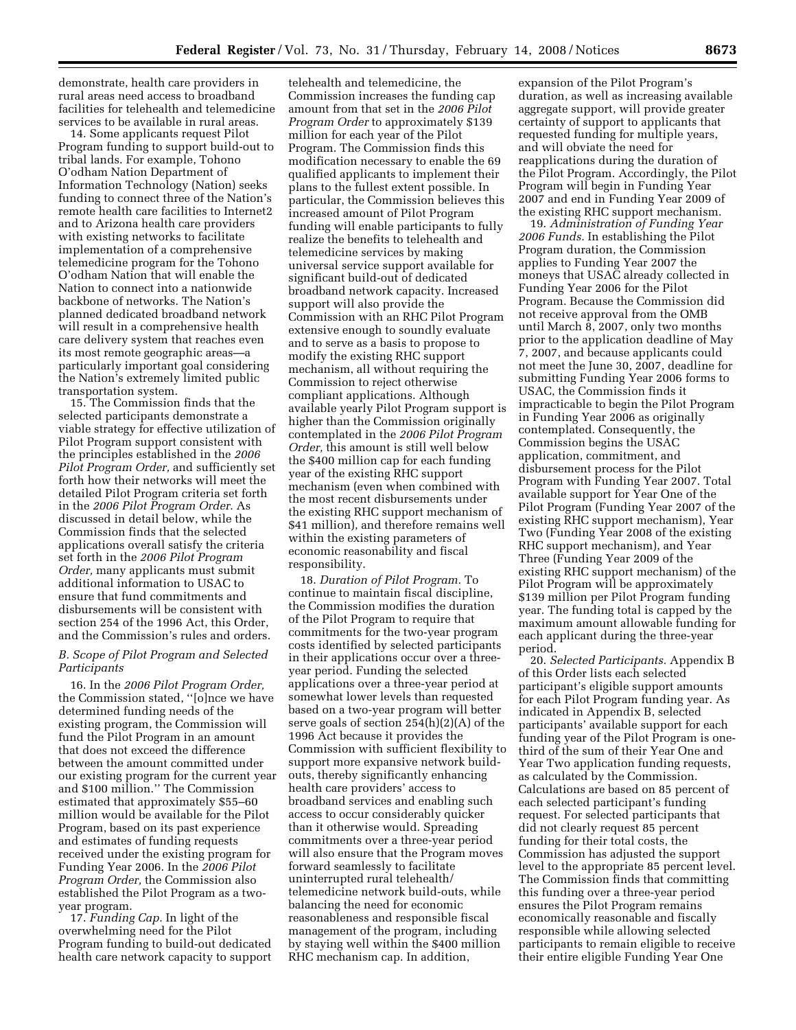demonstrate, health care providers in rural areas need access to broadband facilities for telehealth and telemedicine services to be available in rural areas.

14. Some applicants request Pilot Program funding to support build-out to tribal lands. For example, Tohono O'odham Nation Department of Information Technology (Nation) seeks funding to connect three of the Nation's remote health care facilities to Internet2 and to Arizona health care providers with existing networks to facilitate implementation of a comprehensive telemedicine program for the Tohono O'odham Nation that will enable the Nation to connect into a nationwide backbone of networks. The Nation's planned dedicated broadband network will result in a comprehensive health care delivery system that reaches even its most remote geographic areas—a particularly important goal considering the Nation's extremely limited public transportation system.

15. The Commission finds that the selected participants demonstrate a viable strategy for effective utilization of Pilot Program support consistent with the principles established in the *2006 Pilot Program Order,* and sufficiently set forth how their networks will meet the detailed Pilot Program criteria set forth in the *2006 Pilot Program Order.* As discussed in detail below, while the Commission finds that the selected applications overall satisfy the criteria set forth in the *2006 Pilot Program Order,* many applicants must submit additional information to USAC to ensure that fund commitments and disbursements will be consistent with section 254 of the 1996 Act, this Order, and the Commission's rules and orders.

### *B. Scope of Pilot Program and Selected Participants*

16. In the *2006 Pilot Program Order,* the Commission stated, ''[o]nce we have determined funding needs of the existing program, the Commission will fund the Pilot Program in an amount that does not exceed the difference between the amount committed under our existing program for the current year and $100 million.'' The Commission estimated that approximately $55–60 million would be available for the Pilot Program, based on its past experience and estimates of funding requests received under the existing program for Funding Year 2006. In the *2006 Pilot Program Order,* the Commission also established the Pilot Program as a two-year program.

17. *Funding Cap.* In light of the overwhelming need for the Pilot Program funding to build-out dedicated health care network capacity to support telehealth and telemedicine, the Commission increases the funding cap amount from that set in the *2006 Pilot Program Order* to approximately $139 million for each year of the Pilot Program. The Commission finds this modification necessary to enable the 69 qualified applicants to implement their plans to the fullest extent possible. In particular, the Commission believes this increased amount of Pilot Program funding will enable participants to fully realize the benefits to telehealth and telemedicine services by making universal service support available for significant build-out of dedicated broadband network capacity. Increased support will also provide the Commission with an RHC Pilot Program extensive enough to soundly evaluate and to serve as a basis to propose to modify the existing RHC support mechanism, all without requiring the Commission to reject otherwise compliant applications. Although available yearly Pilot Program support is higher than the Commission originally contemplated in the *2006 Pilot Program Order,* this amount is still well below the $400 million cap for each funding year of the existing RHC support mechanism (even when combined with the most recent disbursements under the existing RHC support mechanism of $41 million), and therefore remains well within the existing parameters of economic reasonability and fiscal responsibility.

18. *Duration of Pilot Program.* To continue to maintain fiscal discipline, the Commission modifies the duration of the Pilot Program to require that commitments for the two-year program costs identified by selected participants in their applications occur over a three-year period. Funding the selected applications over a three-year period at somewhat lower levels than requested based on a two-year program will better serve goals of section 254(h)(2)(A) of the 1996 Act because it provides the Commission with sufficient flexibility to support more expansive network build-outs, thereby significantly enhancing health care providers' access to broadband services and enabling such access to occur considerably quicker than it otherwise would. Spreading commitments over a three-year period will also ensure that the Program moves forward seamlessly to facilitate uninterrupted rural telehealth/telemedicine network build-outs, while balancing the need for economic reasonableness and responsible fiscal management of the program, including by staying well within the $400 million RHC mechanism cap. In addition, expansion of the Pilot Program's duration, as well as increasing available aggregate support, will provide greater certainty of support to applicants that requested funding for multiple years, and will obviate the need for reapplications during the duration of the Pilot Program. Accordingly, the Pilot Program will begin in Funding Year 2007 and end in Funding Year 2009 of the existing RHC support mechanism.

19. *Administration of Funding Year 2006 Funds.* In establishing the Pilot Program duration, the Commission applies to Funding Year 2007 the moneys that USAC already collected in Funding Year 2006 for the Pilot Program. Because the Commission did not receive approval from the OMB until March 8, 2007, only two months prior to the application deadline of May 7, 2007, and because applicants could not meet the June 30, 2007, deadline for submitting Funding Year 2006 forms to USAC, the Commission finds it impracticable to begin the Pilot Program in Funding Year 2006 as originally contemplated. Consequently, the Commission begins the USAC application, commitment, and disbursement process for the Pilot Program with Funding Year 2007. Total available support for Year One of the Pilot Program (Funding Year 2007 of the existing RHC support mechanism), Year Two (Funding Year 2008 of the existing RHC support mechanism), and Year Three (Funding Year 2009 of the existing RHC support mechanism) of the Pilot Program will be approximately $139 million per Pilot Program funding year. The funding total is capped by the maximum amount allowable funding for each applicant during the three-year period.

20. *Selected Participants.* Appendix B of this Order lists each selected participant's eligible support amounts for each Pilot Program funding year. As indicated in Appendix B, selected participants' available support for each funding year of the Pilot Program is one-third of the sum of their Year One and Year Two application funding requests, as calculated by the Commission. Calculations are based on 85 percent of each selected participant's funding request. For selected participants that did not clearly request 85 percent funding for their total costs, the Commission has adjusted the support level to the appropriate 85 percent level. The Commission finds that committing this funding over a three-year period ensures the Pilot Program remains economically reasonable and fiscally responsible while allowing selected participants to remain eligible to receive their entire eligible Funding Year One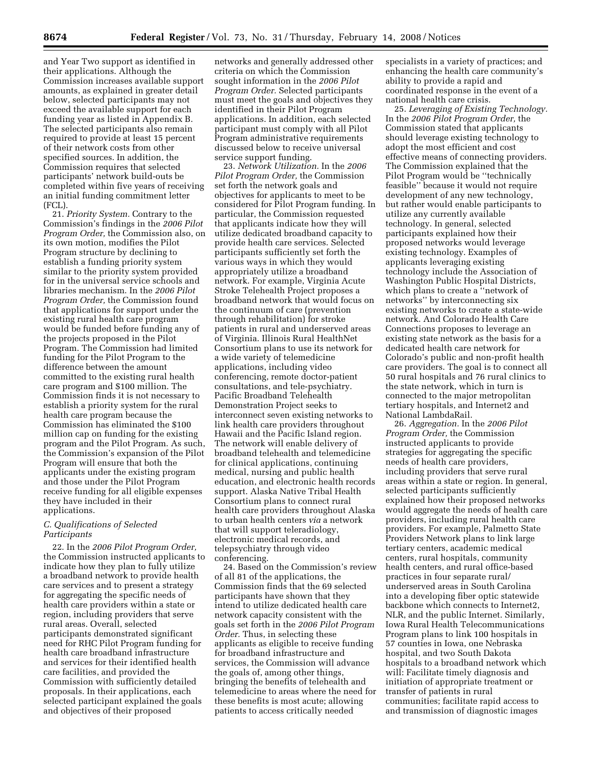and Year Two support as identified in their applications. Although the Commission increases available support amounts, as explained in greater detail below, selected participants may not exceed the available support for each funding year as listed in Appendix B. The selected participants also remain required to provide at least 15 percent of their network costs from other specified sources. In addition, the Commission requires that selected participants' network build-outs be completed within five years of receiving an initial funding commitment letter (FCL).

21. *Priority System.* Contrary to the Commission's findings in the *2006 Pilot Program Order,* the Commission also, on its own motion, modifies the Pilot Program structure by declining to establish a funding priority system similar to the priority system provided for in the universal service schools and libraries mechanism. In the *2006 Pilot Program Order,* the Commission found that applications for support under the existing rural health care program would be funded before funding any of the projects proposed in the Pilot Program. The Commission had limited funding for the Pilot Program to the difference between the amount committed to the existing rural health care program and $100 million. The Commission finds it is not necessary to establish a priority system for the rural health care program because the Commission has eliminated the $100 million cap on funding for the existing program and the Pilot Program. As such, the Commission's expansion of the Pilot Program will ensure that both the applicants under the existing program and those under the Pilot Program receive funding for all eligible expenses they have included in their applications.

### *C. Qualifications of Selected Participants*

22. In the *2006 Pilot Program Order,* the Commission instructed applicants to indicate how they plan to fully utilize a broadband network to provide health care services and to present a strategy for aggregating the specific needs of health care providers within a state or region, including providers that serve rural areas. Overall, selected participants demonstrated significant need for RHC Pilot Program funding for health care broadband infrastructure and services for their identified health care facilities, and provided the Commission with sufficiently detailed proposals. In their applications, each selected participant explained the goals and objectives of their proposed networks and generally addressed other criteria on which the Commission sought information in the *2006 Pilot Program Order.* Selected participants must meet the goals and objectives they identified in their Pilot Program applications. In addition, each selected participant must comply with all Pilot Program administrative requirements discussed below to receive universal service support funding.

23. *Network Utilization.* In the *2006 Pilot Program Order,* the Commission set forth the network goals and objectives for applicants to meet to be considered for Pilot Program funding. In particular, the Commission requested that applicants indicate how they will utilize dedicated broadband capacity to provide health care services. Selected participants sufficiently set forth the various ways in which they would appropriately utilize a broadband network. For example, Virginia Acute Stroke Telehealth Project proposes a broadband network that would focus on the continuum of care (prevention through rehabilitation) for stroke patients in rural and underserved areas of Virginia. Illinois Rural HealthNet Consortium plans to use its network for a wide variety of telemedicine applications, including video conferencing, remote doctor-patient consultations, and tele-psychiatry. Pacific Broadband Telehealth Demonstration Project seeks to interconnect seven existing networks to link health care providers throughout Hawaii and the Pacific Island region. The network will enable delivery of broadband telehealth and telemedicine for clinical applications, continuing medical, nursing and public health education, and electronic health records support. Alaska Native Tribal Health Consortium plans to connect rural health care providers throughout Alaska to urban health centers *via* a network that will support teleradiology, electronic medical records, and telepsychiatry through video conferencing.

24. Based on the Commission's review of all 81 of the applications, the Commission finds that the 69 selected participants have shown that they intend to utilize dedicated health care network capacity consistent with the goals set forth in the *2006 Pilot Program Order.* Thus, in selecting these applicants as eligible to receive funding for broadband infrastructure and services, the Commission will advance the goals of, among other things, bringing the benefits of telehealth and telemedicine to areas where the need for these benefits is most acute; allowing patients to access critically needed specialists in a variety of practices; and enhancing the health care community's ability to provide a rapid and coordinated response in the event of a national health care crisis.

25. *Leveraging of Existing Technology.* In the *2006 Pilot Program Order,* the Commission stated that applicants should leverage existing technology to adopt the most efficient and cost effective means of connecting providers. The Commission explained that the Pilot Program would be ''technically feasible'' because it would not require development of any new technology, but rather would enable participants to utilize any currently available technology. In general, selected participants explained how their proposed networks would leverage existing technology. Examples of applicants leveraging existing technology include the Association of Washington Public Hospital Districts, which plans to create a ''network of networks'' by interconnecting six existing networks to create a state-wide network. And Colorado Health Care Connections proposes to leverage an existing state network as the basis for a dedicated health care network for Colorado's public and non-profit health care providers. The goal is to connect all 50 rural hospitals and 76 rural clinics to the state network, which in turn is connected to the major metropolitan tertiary hospitals, and Internet2 and National LambdaRail.

26. *Aggregation.* In the *2006 Pilot Program Order,* the Commission instructed applicants to provide strategies for aggregating the specific needs of health care providers, including providers that serve rural areas within a state or region. In general, selected participants sufficiently explained how their proposed networks would aggregate the needs of health care providers, including rural health care providers. For example, Palmetto State Providers Network plans to link large tertiary centers, academic medical centers, rural hospitals, community health centers, and rural office-based practices in four separate rural/underserved areas in South Carolina into a developing fiber optic statewide backbone which connects to Internet2, NLR, and the public Internet. Similarly, Iowa Rural Health Telecommunications Program plans to link 100 hospitals in 57 counties in Iowa, one Nebraska hospital, and two South Dakota hospitals to a broadband network which will: Facilitate timely diagnosis and initiation of appropriate treatment or transfer of patients in rural communities; facilitate rapid access to and transmission of diagnostic images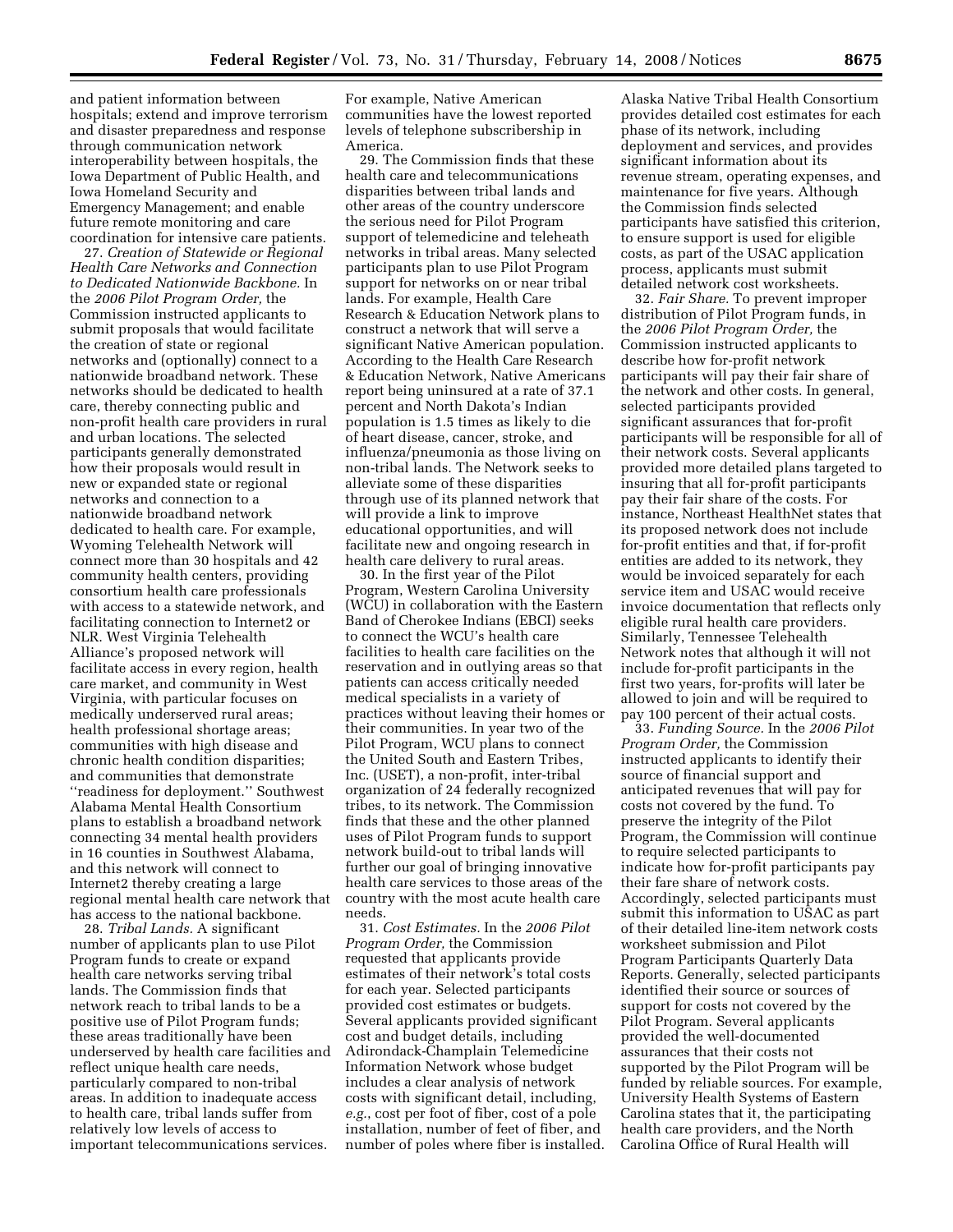and patient information between hospitals; extend and improve terrorism and disaster preparedness and response through communication network interoperability between hospitals, the Iowa Department of Public Health, and Iowa Homeland Security and Emergency Management; and enable future remote monitoring and care coordination for intensive care patients.

27. *Creation of Statewide or Regional Health Care Networks and Connection to Dedicated Nationwide Backbone.* In the *2006 Pilot Program Order,* the Commission instructed applicants to submit proposals that would facilitate the creation of state or regional networks and (optionally) connect to a nationwide broadband network. These networks should be dedicated to health care, thereby connecting public and non-profit health care providers in rural and urban locations. The selected participants generally demonstrated how their proposals would result in new or expanded state or regional networks and connection to a nationwide broadband network dedicated to health care. For example, Wyoming Telehealth Network will connect more than 30 hospitals and 42 community health centers, providing consortium health care professionals with access to a statewide network, and facilitating connection to Internet2 or NLR. West Virginia Telehealth Alliance's proposed network will facilitate access in every region, health care market, and community in West Virginia, with particular focuses on medically underserved rural areas; health professional shortage areas; communities with high disease and chronic health condition disparities; and communities that demonstrate ''readiness for deployment.'' Southwest Alabama Mental Health Consortium plans to establish a broadband network connecting 34 mental health providers in 16 counties in Southwest Alabama, and this network will connect to Internet2 thereby creating a large regional mental health care network that has access to the national backbone.

28. *Tribal Lands.* A significant number of applicants plan to use Pilot Program funds to create or expand health care networks serving tribal lands. The Commission finds that network reach to tribal lands to be a positive use of Pilot Program funds; these areas traditionally have been underserved by health care facilities and reflect unique health care needs, particularly compared to non-tribal areas. In addition to inadequate access to health care, tribal lands suffer from relatively low levels of access to important telecommunications services. For example, Native American communities have the lowest reported levels of telephone subscribership in America.

29. The Commission finds that these health care and telecommunications disparities between tribal lands and other areas of the country underscore the serious need for Pilot Program support of telemedicine and teleheath networks in tribal areas. Many selected participants plan to use Pilot Program support for networks on or near tribal lands. For example, Health Care Research & Education Network plans to construct a network that will serve a significant Native American population. According to the Health Care Research & Education Network, Native Americans report being uninsured at a rate of 37.1 percent and North Dakota's Indian population is 1.5 times as likely to die of heart disease, cancer, stroke, and influenza/pneumonia as those living on non-tribal lands. The Network seeks to alleviate some of these disparities through use of its planned network that will provide a link to improve educational opportunities, and will facilitate new and ongoing research in health care delivery to rural areas.

30. In the first year of the Pilot Program, Western Carolina University (WCU) in collaboration with the Eastern Band of Cherokee Indians (EBCI) seeks to connect the WCU's health care facilities to health care facilities on the reservation and in outlying areas so that patients can access critically needed medical specialists in a variety of practices without leaving their homes or their communities. In year two of the Pilot Program, WCU plans to connect the United South and Eastern Tribes, Inc. (USET), a non-profit, inter-tribal organization of 24 federally recognized tribes, to its network. The Commission finds that these and the other planned uses of Pilot Program funds to support network build-out to tribal lands will further our goal of bringing innovative health care services to those areas of the country with the most acute health care needs.

31. *Cost Estimates.* In the *2006 Pilot Program Order,* the Commission requested that applicants provide estimates of their network's total costs for each year. Selected participants provided cost estimates or budgets. Several applicants provided significant cost and budget details, including Adirondack-Champlain Telemedicine Information Network whose budget includes a clear analysis of network costs with significant detail, including, *e.g.,* cost per foot of fiber, cost of a pole installation, number of feet of fiber, and number of poles where fiber is installed. Alaska Native Tribal Health Consortium provides detailed cost estimates for each phase of its network, including deployment and services, and provides significant information about its revenue stream, operating expenses, and maintenance for five years. Although the Commission finds selected participants have satisfied this criterion, to ensure support is used for eligible costs, as part of the USAC application process, applicants must submit detailed network cost worksheets.

32. *Fair Share.* To prevent improper distribution of Pilot Program funds, in the *2006 Pilot Program Order,* the Commission instructed applicants to describe how for-profit network participants will pay their fair share of the network and other costs. In general, selected participants provided significant assurances that for-profit participants will be responsible for all of their network costs. Several applicants provided more detailed plans targeted to insuring that all for-profit participants pay their fair share of the costs. For instance, Northeast HealthNet states that its proposed network does not include for-profit entities and that, if for-profit entities are added to its network, they would be invoiced separately for each service item and USAC would receive invoice documentation that reflects only eligible rural health care providers. Similarly, Tennessee Telehealth Network notes that although it will not include for-profit participants in the first two years, for-profits will later be allowed to join and will be required to pay 100 percent of their actual costs.

33. *Funding Source.* In the *2006 Pilot Program Order,* the Commission instructed applicants to identify their source of financial support and anticipated revenues that will pay for costs not covered by the fund. To preserve the integrity of the Pilot Program, the Commission will continue to require selected participants to indicate how for-profit participants pay their fare share of network costs. Accordingly, selected participants must submit this information to USAC as part of their detailed line-item network costs worksheet submission and Pilot Program Participants Quarterly Data Reports. Generally, selected participants identified their source or sources of support for costs not covered by the Pilot Program. Several applicants provided the well-documented assurances that their costs not supported by the Pilot Program will be funded by reliable sources. For example, University Health Systems of Eastern Carolina states that it, the participating health care providers, and the North Carolina Office of Rural Health will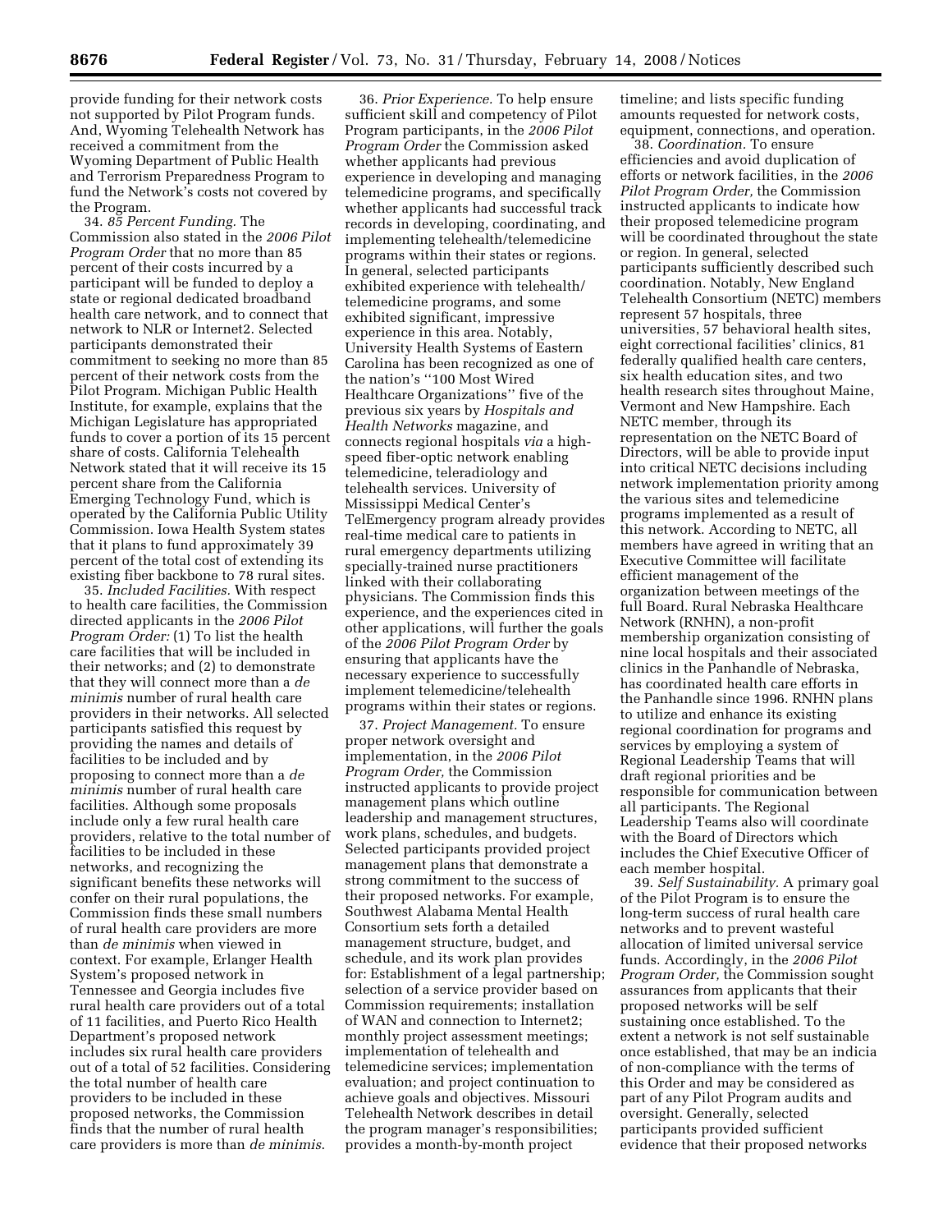provide funding for their network costs not supported by Pilot Program funds. And, Wyoming Telehealth Network has received a commitment from the Wyoming Department of Public Health and Terrorism Preparedness Program to fund the Network's costs not covered by the Program.

34. *85 Percent Funding.* The Commission also stated in the *2006 Pilot Program Order* that no more than 85 percent of their costs incurred by a participant will be funded to deploy a state or regional dedicated broadband health care network, and to connect that network to NLR or Internet2. Selected participants demonstrated their commitment to seeking no more than 85 percent of their network costs from the Pilot Program. Michigan Public Health Institute, for example, explains that the Michigan Legislature has appropriated funds to cover a portion of its 15 percent share of costs. California Telehealth Network stated that it will receive its 15 percent share from the California Emerging Technology Fund, which is operated by the California Public Utility Commission. Iowa Health System states that it plans to fund approximately 39 percent of the total cost of extending its existing fiber backbone to 78 rural sites.

35. *Included Facilities.* With respect to health care facilities, the Commission directed applicants in the *2006 Pilot Program Order:* (1) To list the health care facilities that will be included in their networks; and (2) to demonstrate that they will connect more than a *de minimis* number of rural health care providers in their networks. All selected participants satisfied this request by providing the names and details of facilities to be included and by proposing to connect more than a *de minimis* number of rural health care facilities. Although some proposals include only a few rural health care providers, relative to the total number of facilities to be included in these networks, and recognizing the significant benefits these networks will confer on their rural populations, the Commission finds these small numbers of rural health care providers are more than *de minimis* when viewed in context. For example, Erlanger Health System's proposed network in Tennessee and Georgia includes five rural health care providers out of a total of 11 facilities, and Puerto Rico Health Department's proposed network includes six rural health care providers out of a total of 52 facilities. Considering the total number of health care providers to be included in these proposed networks, the Commission finds that the number of rural health care providers is more than *de minimis*.

36. *Prior Experience.* To help ensure sufficient skill and competency of Pilot Program participants, in the *2006 Pilot Program Order* the Commission asked whether applicants had previous experience in developing and managing telemedicine programs, and specifically whether applicants had successful track records in developing, coordinating, and implementing telehealth/telemedicine programs within their states or regions. In general, selected participants exhibited experience with telehealth/telemedicine programs, and some exhibited significant, impressive experience in this area. Notably, University Health Systems of Eastern Carolina has been recognized as one of the nation's ''100 Most Wired Healthcare Organizations'' five of the previous six years by *Hospitals and Health Networks* magazine, and connects regional hospitals *via* a high-speed fiber-optic network enabling telemedicine, teleradiology and telehealth services. University of Mississippi Medical Center's TelEmergency program already provides real-time medical care to patients in rural emergency departments utilizing specially-trained nurse practitioners linked with their collaborating physicians. The Commission finds this experience, and the experiences cited in other applications, will further the goals of the *2006 Pilot Program Order* by ensuring that applicants have the necessary experience to successfully implement telemedicine/telehealth programs within their states or regions.

37. *Project Management.* To ensure proper network oversight and implementation, in the *2006 Pilot Program Order,* the Commission instructed applicants to provide project management plans which outline leadership and management structures, work plans, schedules, and budgets. Selected participants provided project management plans that demonstrate a strong commitment to the success of their proposed networks. For example, Southwest Alabama Mental Health Consortium sets forth a detailed management structure, budget, and schedule, and its work plan provides for: Establishment of a legal partnership; selection of a service provider based on Commission requirements; installation of WAN and connection to Internet2; monthly project assessment meetings; implementation of telehealth and telemedicine services; implementation evaluation; and project continuation to achieve goals and objectives. Missouri Telehealth Network describes in detail the program manager's responsibilities; provides a month-by-month project timeline; and lists specific funding amounts requested for network costs, equipment, connections, and operation.

38. *Coordination.* To ensure efficiencies and avoid duplication of efforts or network facilities, in the *2006 Pilot Program Order,* the Commission instructed applicants to indicate how their proposed telemedicine program will be coordinated throughout the state or region. In general, selected participants sufficiently described such coordination. Notably, New England Telehealth Consortium (NETC) members represent 57 hospitals, three universities, 57 behavioral health sites, eight correctional facilities' clinics, 81 federally qualified health care centers, six health education sites, and two health research sites throughout Maine, Vermont and New Hampshire. Each NETC member, through its representation on the NETC Board of Directors, will be able to provide input into critical NETC decisions including network implementation priority among the various sites and telemedicine programs implemented as a result of this network. According to NETC, all members have agreed in writing that an Executive Committee will facilitate efficient management of the organization between meetings of the full Board. Rural Nebraska Healthcare Network (RNHN), a non-profit membership organization consisting of nine local hospitals and their associated clinics in the Panhandle of Nebraska, has coordinated health care efforts in the Panhandle since 1996. RNHN plans to utilize and enhance its existing regional coordination for programs and services by employing a system of Regional Leadership Teams that will draft regional priorities and be responsible for communication between all participants. The Regional Leadership Teams also will coordinate with the Board of Directors which includes the Chief Executive Officer of each member hospital.

39. *Self Sustainability.* A primary goal of the Pilot Program is to ensure the long-term success of rural health care networks and to prevent wasteful allocation of limited universal service funds. Accordingly, in the *2006 Pilot Program Order,* the Commission sought assurances from applicants that their proposed networks will be self sustaining once established. To the extent a network is not self sustainable once established, that may be an indicia of non-compliance with the terms of this Order and may be considered as part of any Pilot Program audits and oversight. Generally, selected participants provided sufficient evidence that their proposed networks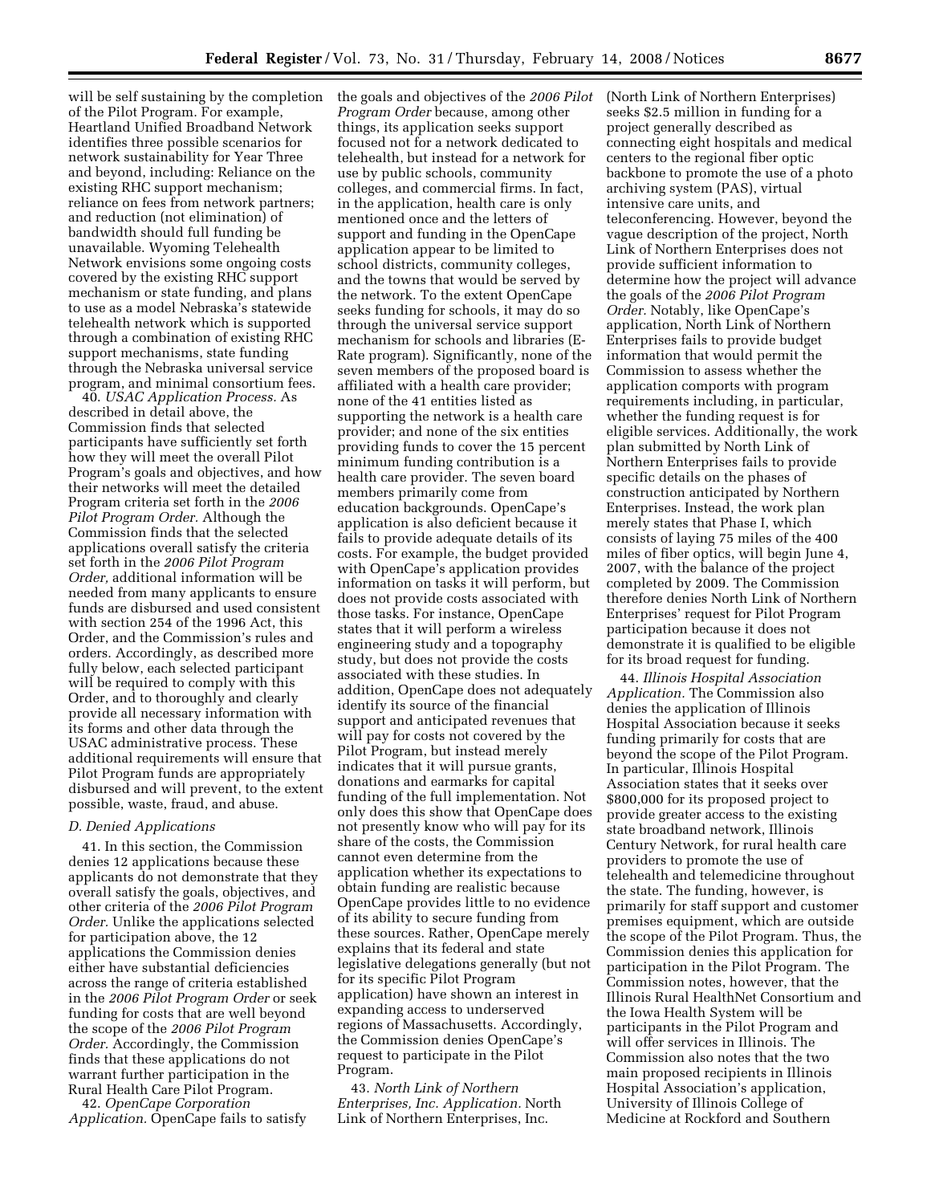will be self sustaining by the completion of the Pilot Program. For example, Heartland Unified Broadband Network identifies three possible scenarios for network sustainability for Year Three and beyond, including: Reliance on the existing RHC support mechanism; reliance on fees from network partners; and reduction (not elimination) of bandwidth should full funding be unavailable. Wyoming Telehealth Network envisions some ongoing costs covered by the existing RHC support mechanism or state funding, and plans to use as a model Nebraska's statewide telehealth network which is supported through a combination of existing RHC support mechanisms, state funding through the Nebraska universal service program, and minimal consortium fees.

40. *USAC Application Process.* As described in detail above, the Commission finds that selected participants have sufficiently set forth how they will meet the overall Pilot Program's goals and objectives, and how their networks will meet the detailed Program criteria set forth in the *2006 Pilot Program Order.* Although the Commission finds that the selected applications overall satisfy the criteria set forth in the *2006 Pilot Program Order,* additional information will be needed from many applicants to ensure funds are disbursed and used consistent with section 254 of the 1996 Act, this Order, and the Commission's rules and orders. Accordingly, as described more fully below, each selected participant will be required to comply with this Order, and to thoroughly and clearly provide all necessary information with its forms and other data through the USAC administrative process. These additional requirements will ensure that Pilot Program funds are appropriately disbursed and will prevent, to the extent possible, waste, fraud, and abuse.

### *D. Denied Applications*

41. In this section, the Commission denies 12 applications because these applicants do not demonstrate that they overall satisfy the goals, objectives, and other criteria of the *2006 Pilot Program Order.* Unlike the applications selected for participation above, the 12 applications the Commission denies either have substantial deficiencies across the range of criteria established in the *2006 Pilot Program Order* or seek funding for costs that are well beyond the scope of the *2006 Pilot Program Order.* Accordingly, the Commission finds that these applications do not warrant further participation in the Rural Health Care Pilot Program.

42. *OpenCape Corporation Application.* OpenCape fails to satisfy the goals and objectives of the *2006 Pilot Program Order* because, among other things, its application seeks support focused not for a network dedicated to telehealth, but instead for a network for use by public schools, community colleges, and commercial firms. In fact, in the application, health care is only mentioned once and the letters of support and funding in the OpenCape application appear to be limited to school districts, community colleges, and the towns that would be served by the network. To the extent OpenCape seeks funding for schools, it may do so through the universal service support mechanism for schools and libraries (E-Rate program). Significantly, none of the seven members of the proposed board is affiliated with a health care provider; none of the 41 entities listed as supporting the network is a health care provider; and none of the six entities providing funds to cover the 15 percent minimum funding contribution is a health care provider. The seven board members primarily come from education backgrounds. OpenCape's application is also deficient because it fails to provide adequate details of its costs. For example, the budget provided with OpenCape's application provides information on tasks it will perform, but does not provide costs associated with those tasks. For instance, OpenCape states that it will perform a wireless engineering study and a topography study, but does not provide the costs associated with these studies. In addition, OpenCape does not adequately identify its source of the financial support and anticipated revenues that will pay for costs not covered by the Pilot Program, but instead merely indicates that it will pursue grants, donations and earmarks for capital funding of the full implementation. Not only does this show that OpenCape does not presently know who will pay for its share of the costs, the Commission cannot even determine from the application whether its expectations to obtain funding are realistic because OpenCape provides little to no evidence of its ability to secure funding from these sources. Rather, OpenCape merely explains that its federal and state legislative delegations generally (but not for its specific Pilot Program application) have shown an interest in expanding access to underserved regions of Massachusetts. Accordingly, the Commission denies OpenCape's request to participate in the Pilot Program.

43. *North Link of Northern Enterprises, Inc. Application.* North Link of Northern Enterprises, Inc. (North Link of Northern Enterprises) seeks $2.5 million in funding for a project generally described as connecting eight hospitals and medical centers to the regional fiber optic backbone to promote the use of a photo archiving system (PAS), virtual intensive care units, and teleconferencing. However, beyond the vague description of the project, North Link of Northern Enterprises does not provide sufficient information to determine how the project will advance the goals of the *2006 Pilot Program Order.* Notably, like OpenCape's application, North Link of Northern Enterprises fails to provide budget information that would permit the Commission to assess whether the application comports with program requirements including, in particular, whether the funding request is for eligible services. Additionally, the work plan submitted by North Link of Northern Enterprises fails to provide specific details on the phases of construction anticipated by Northern Enterprises. Instead, the work plan merely states that Phase I, which consists of laying 75 miles of the 400 miles of fiber optics, will begin June 4, 2007, with the balance of the project completed by 2009. The Commission therefore denies North Link of Northern Enterprises' request for Pilot Program participation because it does not demonstrate it is qualified to be eligible for its broad request for funding.

44. *Illinois Hospital Association Application.* The Commission also denies the application of Illinois Hospital Association because it seeks funding primarily for costs that are beyond the scope of the Pilot Program. In particular, Illinois Hospital Association states that it seeks over $800,000 for its proposed project to provide greater access to the existing state broadband network, Illinois Century Network, for rural health care providers to promote the use of telehealth and telemedicine throughout the state. The funding, however, is primarily for staff support and customer premises equipment, which are outside the scope of the Pilot Program. Thus, the Commission denies this application for participation in the Pilot Program. The Commission notes, however, that the Illinois Rural HealthNet Consortium and the Iowa Health System will be participants in the Pilot Program and will offer services in Illinois. The Commission also notes that the two main proposed recipients in Illinois Hospital Association's application, University of Illinois College of Medicine at Rockford and Southern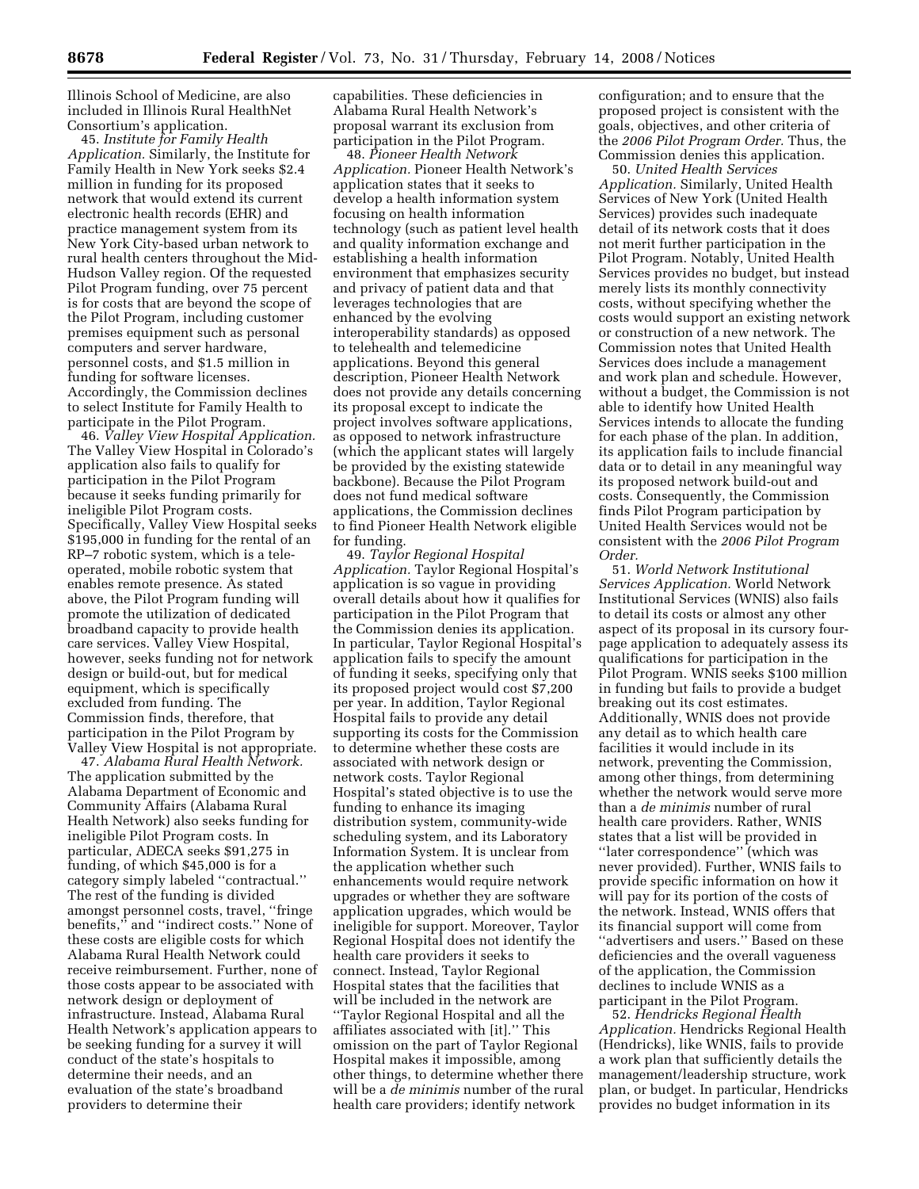Illinois School of Medicine, are also included in Illinois Rural HealthNet Consortium's application.

45. *Institute for Family Health Application.* Similarly, the Institute for Family Health in New York seeks $2.4 million in funding for its proposed network that would extend its current electronic health records (EHR) and practice management system from its New York City-based urban network to rural health centers throughout the Mid-Hudson Valley region. Of the requested Pilot Program funding, over 75 percent is for costs that are beyond the scope of the Pilot Program, including customer premises equipment such as personal computers and server hardware, personnel costs, and $1.5 million in funding for software licenses. Accordingly, the Commission declines to select Institute for Family Health to participate in the Pilot Program.

46. *Valley View Hospital Application.* The Valley View Hospital in Colorado's application also fails to qualify for participation in the Pilot Program because it seeks funding primarily for ineligible Pilot Program costs. Specifically, Valley View Hospital seeks $195,000 in funding for the rental of an RP–7 robotic system, which is a tele-operated, mobile robotic system that enables remote presence. As stated above, the Pilot Program funding will promote the utilization of dedicated broadband capacity to provide health care services. Valley View Hospital, however, seeks funding not for network design or build-out, but for medical equipment, which is specifically excluded from funding. The Commission finds, therefore, that participation in the Pilot Program by Valley View Hospital is not appropriate.

47. *Alabama Rural Health Network.* The application submitted by the Alabama Department of Economic and Community Affairs (Alabama Rural Health Network) also seeks funding for ineligible Pilot Program costs. In particular, ADECA seeks $91,275 in funding, of which $45,000 is for a category simply labeled ''contractual.'' The rest of the funding is divided amongst personnel costs, travel, ''fringe benefits,'' and ''indirect costs.'' None of these costs are eligible costs for which Alabama Rural Health Network could receive reimbursement. Further, none of those costs appear to be associated with network design or deployment of infrastructure. Instead, Alabama Rural Health Network's application appears to be seeking funding for a survey it will conduct of the state's hospitals to determine their needs, and an evaluation of the state's broadband providers to determine their capabilities. These deficiencies in Alabama Rural Health Network's proposal warrant its exclusion from participation in the Pilot Program.

48. *Pioneer Health Network Application.* Pioneer Health Network's application states that it seeks to develop a health information system focusing on health information technology (such as patient level health and quality information exchange and establishing a health information environment that emphasizes security and privacy of patient data and that leverages technologies that are enhanced by the evolving interoperability standards) as opposed to telehealth and telemedicine applications. Beyond this general description, Pioneer Health Network does not provide any details concerning its proposal except to indicate the project involves software applications, as opposed to network infrastructure (which the applicant states will largely be provided by the existing statewide backbone). Because the Pilot Program does not fund medical software applications, the Commission declines to find Pioneer Health Network eligible for funding.

49. *Taylor Regional Hospital Application.* Taylor Regional Hospital's application is so vague in providing overall details about how it qualifies for participation in the Pilot Program that the Commission denies its application. In particular, Taylor Regional Hospital's application fails to specify the amount of funding it seeks, specifying only that its proposed project would cost $7,200 per year. In addition, Taylor Regional Hospital fails to provide any detail supporting its costs for the Commission to determine whether these costs are associated with network design or network costs. Taylor Regional Hospital's stated objective is to use the funding to enhance its imaging distribution system, community-wide scheduling system, and its Laboratory Information System. It is unclear from the application whether such enhancements would require network upgrades or whether they are software application upgrades, which would be ineligible for support. Moreover, Taylor Regional Hospital does not identify the health care providers it seeks to connect. Instead, Taylor Regional Hospital states that the facilities that will be included in the network are ''Taylor Regional Hospital and all the affiliates associated with [it].'' This omission on the part of Taylor Regional Hospital makes it impossible, among other things, to determine whether there will be a *de minimis* number of the rural health care providers; identify network configuration; and to ensure that the proposed project is consistent with the goals, objectives, and other criteria of the *2006 Pilot Program Order.* Thus, the Commission denies this application.

50. *United Health Services Application.* Similarly, United Health Services of New York (United Health Services) provides such inadequate detail of its network costs that it does not merit further participation in the Pilot Program. Notably, United Health Services provides no budget, but instead merely lists its monthly connectivity costs, without specifying whether the costs would support an existing network or construction of a new network. The Commission notes that United Health Services does include a management and work plan and schedule. However, without a budget, the Commission is not able to identify how United Health Services intends to allocate the funding for each phase of the plan. In addition, its application fails to include financial data or to detail in any meaningful way its proposed network build-out and costs. Consequently, the Commission finds Pilot Program participation by United Health Services would not be consistent with the *2006 Pilot Program Order.*

51. *World Network Institutional Services Application.* World Network Institutional Services (WNIS) also fails to detail its costs or almost any other aspect of its proposal in its cursory four-page application to adequately assess its qualifications for participation in the Pilot Program. WNIS seeks $100 million in funding but fails to provide a budget breaking out its cost estimates. Additionally, WNIS does not provide any detail as to which health care facilities it would include in its network, preventing the Commission, among other things, from determining whether the network would serve more than a *de minimis* number of rural health care providers. Rather, WNIS states that a list will be provided in ''later correspondence'' (which was never provided). Further, WNIS fails to provide specific information on how it will pay for its portion of the costs of the network. Instead, WNIS offers that its financial support will come from ''advertisers and users.'' Based on these deficiencies and the overall vagueness of the application, the Commission declines to include WNIS as a participant in the Pilot Program.

52. *Hendricks Regional Health Application.* Hendricks Regional Health (Hendricks), like WNIS, fails to provide a work plan that sufficiently details the management/leadership structure, work plan, or budget. In particular, Hendricks provides no budget information in its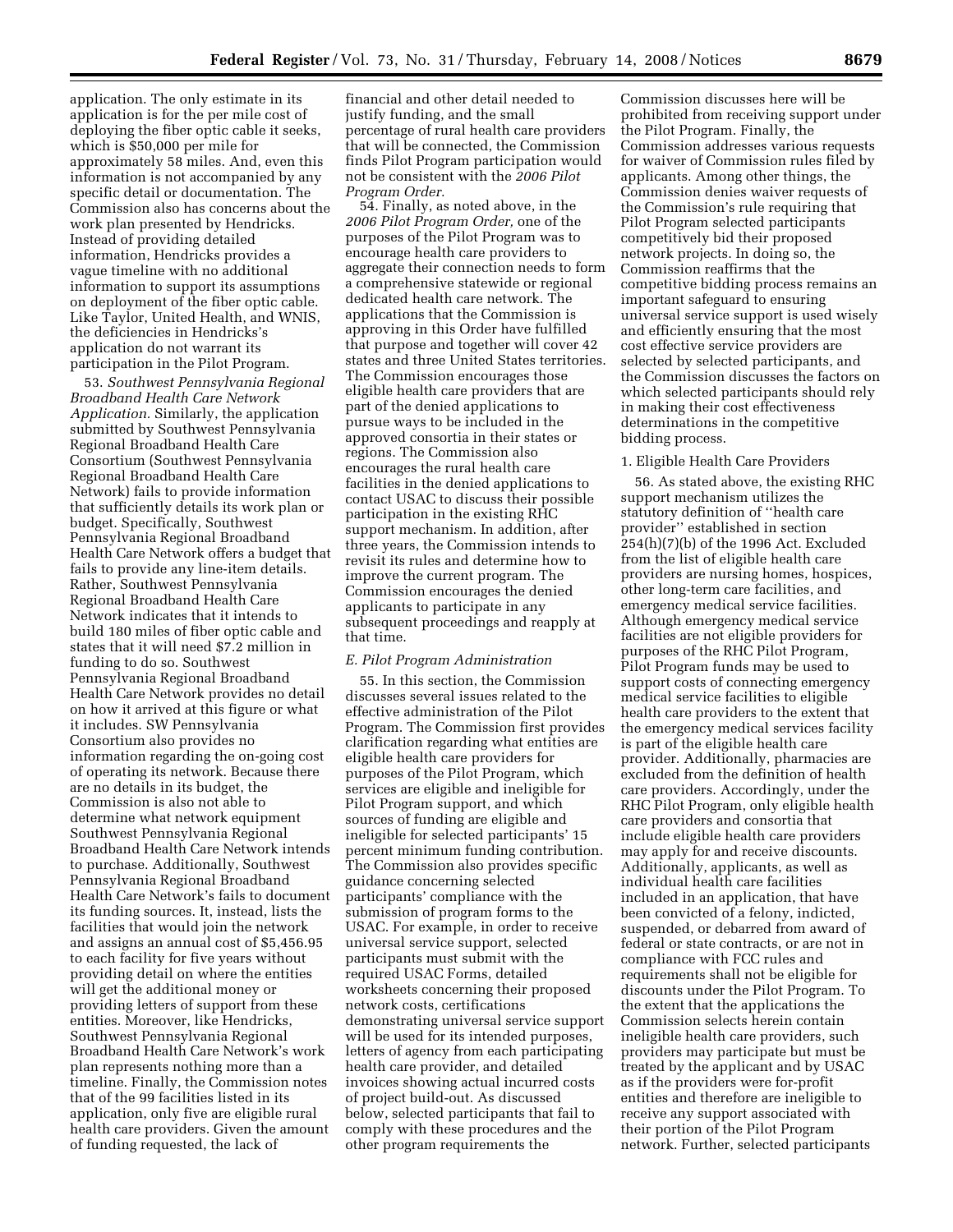application. The only estimate in its application is for the per mile cost of deploying the fiber optic cable it seeks, which is $50,000 per mile for approximately 58 miles. And, even this information is not accompanied by any specific detail or documentation. The Commission also has concerns about the work plan presented by Hendricks. Instead of providing detailed information, Hendricks provides a vague timeline with no additional information to support its assumptions on deployment of the fiber optic cable. Like Taylor, United Health, and WNIS, the deficiencies in Hendricks's application do not warrant its participation in the Pilot Program.

53. *Southwest Pennsylvania Regional Broadband Health Care Network Application.* Similarly, the application submitted by Southwest Pennsylvania Regional Broadband Health Care Consortium (Southwest Pennsylvania Regional Broadband Health Care Network) fails to provide information that sufficiently details its work plan or budget. Specifically, Southwest Pennsylvania Regional Broadband Health Care Network offers a budget that fails to provide any line-item details. Rather, Southwest Pennsylvania Regional Broadband Health Care Network indicates that it intends to build 180 miles of fiber optic cable and states that it will need $7.2 million in funding to do so. Southwest Pennsylvania Regional Broadband Health Care Network provides no detail on how it arrived at this figure or what it includes. SW Pennsylvania Consortium also provides no information regarding the on-going cost of operating its network. Because there are no details in its budget, the Commission is also not able to determine what network equipment Southwest Pennsylvania Regional Broadband Health Care Network intends to purchase. Additionally, Southwest Pennsylvania Regional Broadband Health Care Network's fails to document its funding sources. It, instead, lists the facilities that would join the network and assigns an annual cost of $5,456.95 to each facility for five years without providing detail on where the entities will get the additional money or providing letters of support from these entities. Moreover, like Hendricks, Southwest Pennsylvania Regional Broadband Health Care Network's work plan represents nothing more than a timeline. Finally, the Commission notes that of the 99 facilities listed in its application, only five are eligible rural health care providers. Given the amount of funding requested, the lack of financial and other detail needed to justify funding, and the small percentage of rural health care providers that will be connected, the Commission finds Pilot Program participation would not be consistent with the *2006 Pilot Program Order.*

54. Finally, as noted above, in the *2006 Pilot Program Order,* one of the purposes of the Pilot Program was to encourage health care providers to aggregate their connection needs to form a comprehensive statewide or regional dedicated health care network. The applications that the Commission is approving in this Order have fulfilled that purpose and together will cover 42 states and three United States territories. The Commission encourages those eligible health care providers that are part of the denied applications to pursue ways to be included in the approved consortia in their states or regions. The Commission also encourages the rural health care facilities in the denied applications to contact USAC to discuss their possible participation in the existing RHC support mechanism. In addition, after three years, the Commission intends to revisit its rules and determine how to improve the current program. The Commission encourages the denied applicants to participate in any subsequent proceedings and reapply at that time.

### *E. Pilot Program Administration*

55. In this section, the Commission discusses several issues related to the effective administration of the Pilot Program. The Commission first provides clarification regarding what entities are eligible health care providers for purposes of the Pilot Program, which services are eligible and ineligible for Pilot Program support, and which sources of funding are eligible and ineligible for selected participants' 15 percent minimum funding contribution. The Commission also provides specific guidance concerning selected participants' compliance with the submission of program forms to the USAC. For example, in order to receive universal service support, selected participants must submit with the required USAC Forms, detailed worksheets concerning their proposed network costs, certifications demonstrating universal service support will be used for its intended purposes, letters of agency from each participating health care provider, and detailed invoices showing actual incurred costs of project build-out. As discussed below, selected participants that fail to comply with these procedures and the other program requirements the Commission discusses here will be prohibited from receiving support under the Pilot Program. Finally, the Commission addresses various requests for waiver of Commission rules filed by applicants. Among other things, the Commission denies waiver requests of the Commission's rule requiring that Pilot Program selected participants competitively bid their proposed network projects. In doing so, the Commission reaffirms that the competitive bidding process remains an important safeguard to ensuring universal service support is used wisely and efficiently ensuring that the most cost effective service providers are selected by selected participants, and the Commission discusses the factors on which selected participants should rely in making their cost effectiveness determinations in the competitive bidding process.

#### 1. Eligible Health Care Providers

56. As stated above, the existing RHC support mechanism utilizes the statutory definition of ''health care provider'' established in section 254(h)(7)(b) of the 1996 Act. Excluded from the list of eligible health care providers are nursing homes, hospices, other long-term care facilities, and emergency medical service facilities. Although emergency medical service facilities are not eligible providers for purposes of the RHC Pilot Program, Pilot Program funds may be used to support costs of connecting emergency medical service facilities to eligible health care providers to the extent that the emergency medical services facility is part of the eligible health care provider. Additionally, pharmacies are excluded from the definition of health care providers. Accordingly, under the RHC Pilot Program, only eligible health care providers and consortia that include eligible health care providers may apply for and receive discounts. Additionally, applicants, as well as individual health care facilities included in an application, that have been convicted of a felony, indicted, suspended, or debarred from award of federal or state contracts, or are not in compliance with FCC rules and requirements shall not be eligible for discounts under the Pilot Program. To the extent that the applications the Commission selects herein contain ineligible health care providers, such providers may participate but must be treated by the applicant and by USAC as if the providers were for-profit entities and therefore are ineligible to receive any support associated with their portion of the Pilot Program network. Further, selected participants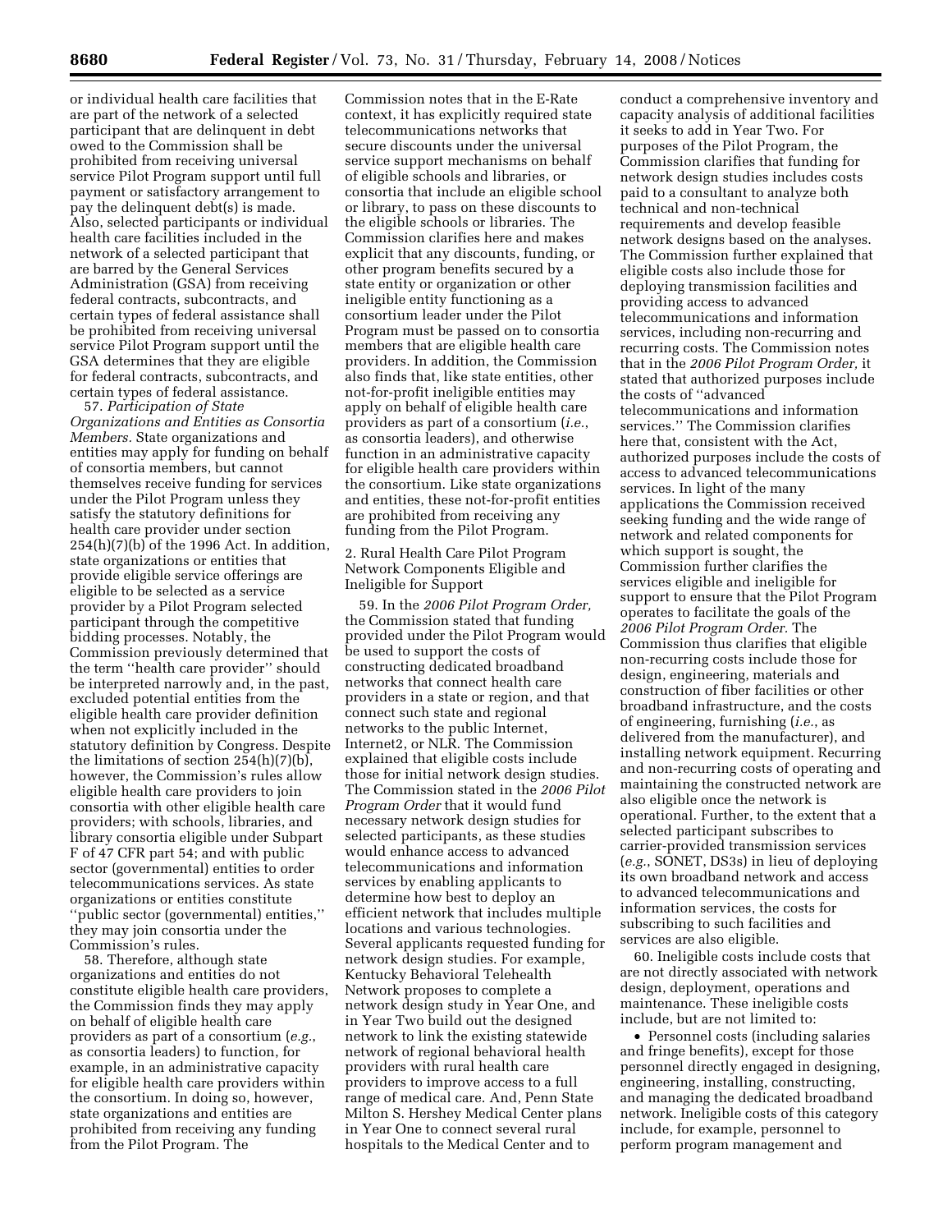or individual health care facilities that are part of the network of a selected participant that are delinquent in debt owed to the Commission shall be prohibited from receiving universal service Pilot Program support until full payment or satisfactory arrangement to pay the delinquent debt(s) is made. Also, selected participants or individual health care facilities included in the network of a selected participant that are barred by the General Services Administration (GSA) from receiving federal contracts, subcontracts, and certain types of federal assistance shall be prohibited from receiving universal service Pilot Program support until the GSA determines that they are eligible for federal contracts, subcontracts, and certain types of federal assistance.

57. *Participation of State Organizations and Entities as Consortia Members.* State organizations and entities may apply for funding on behalf of consortia members, but cannot themselves receive funding for services under the Pilot Program unless they satisfy the statutory definitions for health care provider under section 254(h)(7)(b) of the 1996 Act. In addition, state organizations or entities that provide eligible service offerings are eligible to be selected as a service provider by a Pilot Program selected participant through the competitive bidding processes. Notably, the Commission previously determined that the term ''health care provider'' should be interpreted narrowly and, in the past, excluded potential entities from the eligible health care provider definition when not explicitly included in the statutory definition by Congress. Despite the limitations of section 254(h)(7)(b), however, the Commission's rules allow eligible health care providers to join consortia with other eligible health care providers; with schools, libraries, and library consortia eligible under Subpart F of 47 CFR part 54; and with public sector (governmental) entities to order telecommunications services. As state organizations or entities constitute ''public sector (governmental) entities,'' they may join consortia under the Commission's rules.

58. Therefore, although state organizations and entities do not constitute eligible health care providers, the Commission finds they may apply on behalf of eligible health care providers as part of a consortium (*e.g.*, as consortia leaders) to function, for example, in an administrative capacity for eligible health care providers within the consortium. In doing so, however, state organizations and entities are prohibited from receiving any funding from the Pilot Program. The Commission notes that in the E-Rate context, it has explicitly required state telecommunications networks that secure discounts under the universal service support mechanisms on behalf of eligible schools and libraries, or consortia that include an eligible school or library, to pass on these discounts to the eligible schools or libraries. The Commission clarifies here and makes explicit that any discounts, funding, or other program benefits secured by a state entity or organization or other ineligible entity functioning as a consortium leader under the Pilot Program must be passed on to consortia members that are eligible health care providers. In addition, the Commission also finds that, like state entities, other not-for-profit ineligible entities may apply on behalf of eligible health care providers as part of a consortium (*i.e.*, as consortia leaders), and otherwise function in an administrative capacity for eligible health care providers within the consortium. Like state organizations and entities, these not-for-profit entities are prohibited from receiving any funding from the Pilot Program.

2. Rural Health Care Pilot Program Network Components Eligible and Ineligible for Support

59. In the *2006 Pilot Program Order*, the Commission stated that funding provided under the Pilot Program would be used to support the costs of constructing dedicated broadband networks that connect health care providers in a state or region, and that connect such state and regional networks to the public Internet, Internet2, or NLR. The Commission explained that eligible costs include those for initial network design studies. The Commission stated in the *2006 Pilot Program Order* that it would fund necessary network design studies for selected participants, as these studies would enhance access to advanced telecommunications and information services by enabling applicants to determine how best to deploy an efficient network that includes multiple locations and various technologies. Several applicants requested funding for network design studies. For example, Kentucky Behavioral Telehealth Network proposes to complete a network design study in Year One, and in Year Two build out the designed network to link the existing statewide network of regional behavioral health providers with rural health care providers to improve access to a full range of medical care. And, Penn State Milton S. Hershey Medical Center plans in Year One to connect several rural hospitals to the Medical Center and to conduct a comprehensive inventory and capacity analysis of additional facilities it seeks to add in Year Two. For purposes of the Pilot Program, the Commission clarifies that funding for network design studies includes costs paid to a consultant to analyze both technical and non-technical requirements and develop feasible network designs based on the analyses. The Commission further explained that eligible costs also include those for deploying transmission facilities and providing access to advanced telecommunications and information services, including non-recurring and recurring costs. The Commission notes that in the *2006 Pilot Program Order*, it stated that authorized purposes include the costs of ''advanced telecommunications and information services.'' The Commission clarifies here that, consistent with the Act, authorized purposes include the costs of access to advanced telecommunications services. In light of the many applications the Commission received seeking funding and the wide range of network and related components for which support is sought, the Commission further clarifies the services eligible and ineligible for support to ensure that the Pilot Program operates to facilitate the goals of the *2006 Pilot Program Order*. The Commission thus clarifies that eligible non-recurring costs include those for design, engineering, materials and construction of fiber facilities or other broadband infrastructure, and the costs of engineering, furnishing (*i.e.*, as delivered from the manufacturer), and installing network equipment. Recurring and non-recurring costs of operating and maintaining the constructed network are also eligible once the network is operational. Further, to the extent that a selected participant subscribes to carrier-provided transmission services (*e.g.*, SONET, DS3s) in lieu of deploying its own broadband network and access to advanced telecommunications and information services, the costs for subscribing to such facilities and services are also eligible.

60. Ineligible costs include costs that are not directly associated with network design, deployment, operations and maintenance. These ineligible costs include, but are not limited to:

- Personnel costs (including salaries and fringe benefits), except for those personnel directly engaged in designing, engineering, installing, constructing, and managing the dedicated broadband network. Ineligible costs of this category include, for example, personnel to perform program management and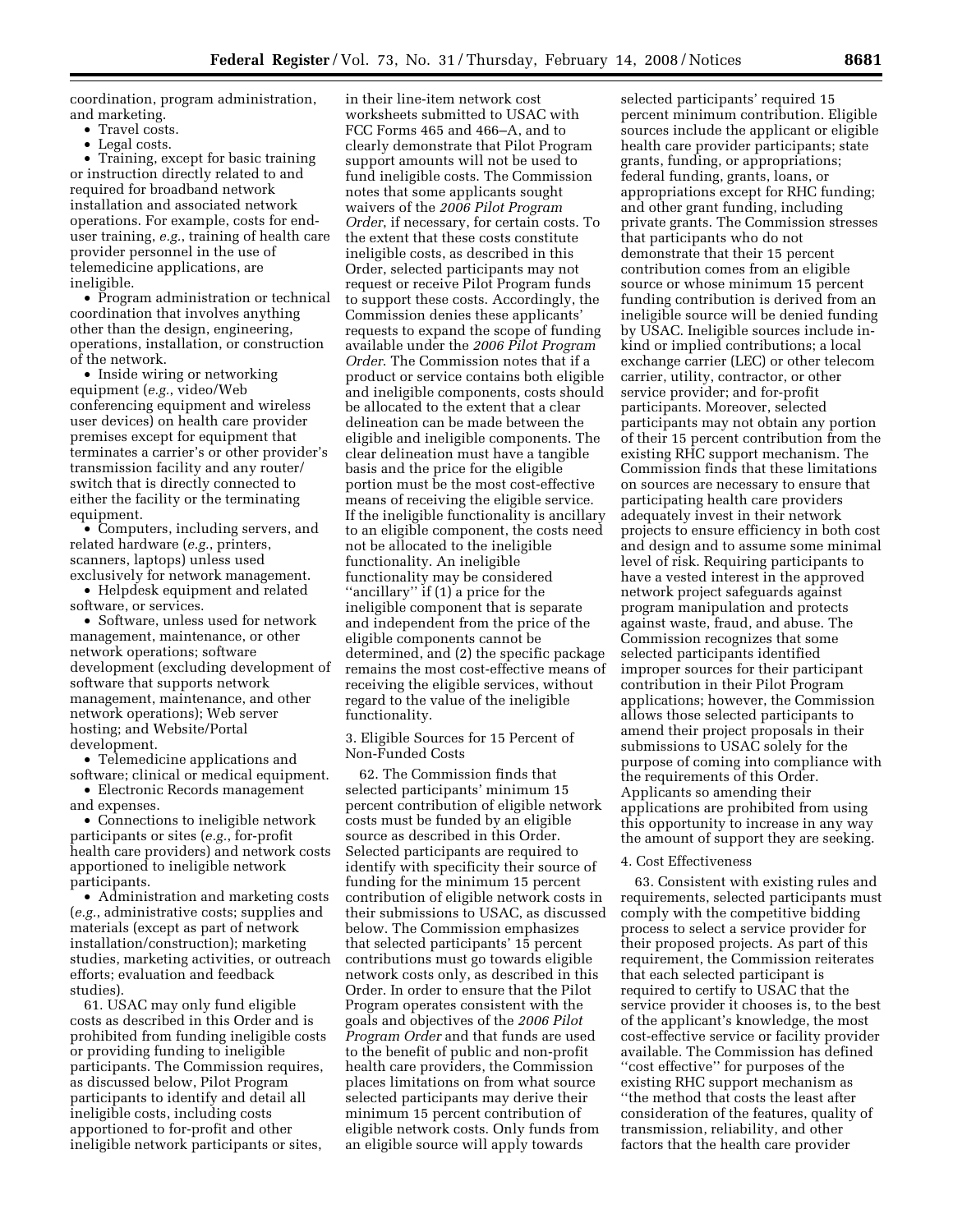coordination, program administration, and marketing.

- Travel costs.
- Legal costs.
- Training, except for basic training or instruction directly related to and required for broadband network installation and associated network operations. For example, costs for end-user training, *e.g.*, training of health care provider personnel in the use of telemedicine applications, are ineligible.
- Program administration or technical coordination that involves anything other than the design, engineering, operations, installation, or construction of the network.
- Inside wiring or networking equipment (*e.g.*, video/Web conferencing equipment and wireless user devices) on health care provider premises except for equipment that terminates a carrier's or other provider's transmission facility and any router/switch that is directly connected to either the facility or the terminating equipment.
- Computers, including servers, and related hardware (*e.g.*, printers, scanners, laptops) unless used exclusively for network management.
- Helpdesk equipment and related software, or services.
- Software, unless used for network management, maintenance, or other network operations; software development (excluding development of software that supports network management, maintenance, and other network operations); Web server hosting; and Website/Portal development.
- Telemedicine applications and software; clinical or medical equipment.
- Electronic Records management and expenses.
- Connections to ineligible network participants or sites (*e.g.*, for-profit health care providers) and network costs apportioned to ineligible network participants.
- Administration and marketing costs (*e.g.*, administrative costs; supplies and materials (except as part of network installation/construction); marketing studies, marketing activities, or outreach efforts; evaluation and feedback studies).

61. USAC may only fund eligible costs as described in this Order and is prohibited from funding ineligible costs or providing funding to ineligible participants. The Commission requires, as discussed below, Pilot Program participants to identify and detail all ineligible costs, including costs apportioned to for-profit and other ineligible network participants or sites, in their line-item network cost worksheets submitted to USAC with FCC Forms 465 and 466–A, and to clearly demonstrate that Pilot Program support amounts will not be used to fund ineligible costs. The Commission notes that some applicants sought waivers of the *2006 Pilot Program Order*, if necessary, for certain costs. To the extent that these costs constitute ineligible costs, as described in this Order, selected participants may not request or receive Pilot Program funds to support these costs. Accordingly, the Commission denies these applicants' requests to expand the scope of funding available under the *2006 Pilot Program Order*. The Commission notes that if a product or service contains both eligible and ineligible components, costs should be allocated to the extent that a clear delineation can be made between the eligible and ineligible components. The clear delineation must have a tangible basis and the price for the eligible portion must be the most cost-effective means of receiving the eligible service. If the ineligible functionality is ancillary to an eligible component, the costs need not be allocated to the ineligible functionality. An ineligible functionality may be considered ''ancillary'' if (1) a price for the ineligible component that is separate and independent from the price of the eligible components cannot be determined, and (2) the specific package remains the most cost-effective means of receiving the eligible services, without regard to the value of the ineligible functionality.

3. Eligible Sources for 15 Percent of Non-Funded Costs

62. The Commission finds that selected participants' minimum 15 percent contribution of eligible network costs must be funded by an eligible source as described in this Order. Selected participants are required to identify with specificity their source of funding for the minimum 15 percent contribution of eligible network costs in their submissions to USAC, as discussed below. The Commission emphasizes that selected participants' 15 percent contributions must go towards eligible network costs only, as described in this Order. In order to ensure that the Pilot Program operates consistent with the goals and objectives of the *2006 Pilot Program Order* and that funds are used to the benefit of public and non-profit health care providers, the Commission places limitations on from what source selected participants may derive their minimum 15 percent contribution of eligible network costs. Only funds from an eligible source will apply towards selected participants' required 15 percent minimum contribution. Eligible sources include the applicant or eligible health care provider participants; state grants, funding, or appropriations; federal funding, grants, loans, or appropriations except for RHC funding; and other grant funding, including private grants. The Commission stresses that participants who do not demonstrate that their 15 percent contribution comes from an eligible source or whose minimum 15 percent funding contribution is derived from an ineligible source will be denied funding by USAC. Ineligible sources include in-kind or implied contributions; a local exchange carrier (LEC) or other telecom carrier, utility, contractor, or other service provider; and for-profit participants. Moreover, selected participants may not obtain any portion of their 15 percent contribution from the existing RHC support mechanism. The Commission finds that these limitations on sources are necessary to ensure that participating health care providers adequately invest in their network projects to ensure efficiency in both cost and design and to assume some minimal level of risk. Requiring participants to have a vested interest in the approved network project safeguards against program manipulation and protects against waste, fraud, and abuse. The Commission recognizes that some selected participants identified improper sources for their participant contribution in their Pilot Program applications; however, the Commission allows those selected participants to amend their project proposals in their submissions to USAC solely for the purpose of coming into compliance with the requirements of this Order. Applicants so amending their applications are prohibited from using this opportunity to increase in any way the amount of support they are seeking.

4. Cost Effectiveness

63. Consistent with existing rules and requirements, selected participants must comply with the competitive bidding process to select a service provider for their proposed projects. As part of this requirement, the Commission reiterates that each selected participant is required to certify to USAC that the service provider it chooses is, to the best of the applicant's knowledge, the most cost-effective service or facility provider available. The Commission has defined ''cost effective'' for purposes of the existing RHC support mechanism as ''the method that costs the least after consideration of the features, quality of transmission, reliability, and other factors that the health care provider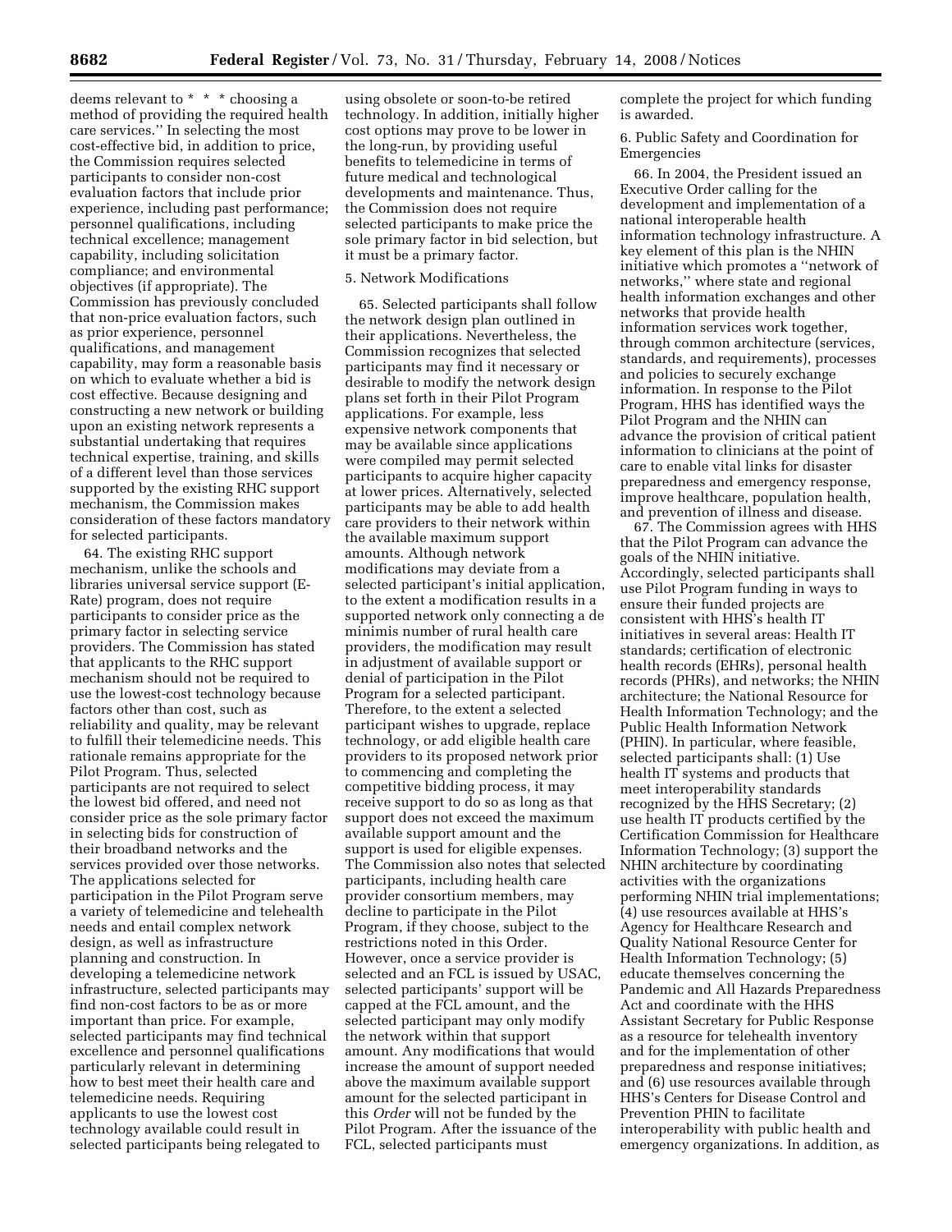deems relevant to * * * choosing a method of providing the required health care services.'' In selecting the most cost-effective bid, in addition to price, the Commission requires selected participants to consider non-cost evaluation factors that include prior experience, including past performance; personnel qualifications, including technical excellence; management capability, including solicitation compliance; and environmental objectives (if appropriate). The Commission has previously concluded that non-price evaluation factors, such as prior experience, personnel qualifications, and management capability, may form a reasonable basis on which to evaluate whether a bid is cost effective. Because designing and constructing a new network or building upon an existing network represents a substantial undertaking that requires technical expertise, training, and skills of a different level than those services supported by the existing RHC support mechanism, the Commission makes consideration of these factors mandatory for selected participants.

64. The existing RHC support mechanism, unlike the schools and libraries universal service support (E-Rate) program, does not require participants to consider price as the primary factor in selecting service providers. The Commission has stated that applicants to the RHC support mechanism should not be required to use the lowest-cost technology because factors other than cost, such as reliability and quality, may be relevant to fulfill their telemedicine needs. This rationale remains appropriate for the Pilot Program. Thus, selected participants are not required to select the lowest bid offered, and need not consider price as the sole primary factor in selecting bids for construction of their broadband networks and the services provided over those networks. The applications selected for participation in the Pilot Program serve a variety of telemedicine and telehealth needs and entail complex network design, as well as infrastructure planning and construction. In developing a telemedicine network infrastructure, selected participants may find non-cost factors to be as or more important than price. For example, selected participants may find technical excellence and personnel qualifications particularly relevant in determining how to best meet their health care and telemedicine needs. Requiring applicants to use the lowest cost technology available could result in selected participants being relegated to using obsolete or soon-to-be retired technology. In addition, initially higher cost options may prove to be lower in the long-run, by providing useful benefits to telemedicine in terms of future medical and technological developments and maintenance. Thus, the Commission does not require selected participants to make price the sole primary factor in bid selection, but it must be a primary factor.

5. Network Modifications

65. Selected participants shall follow the network design plan outlined in their applications. Nevertheless, the Commission recognizes that selected participants may find it necessary or desirable to modify the network design plans set forth in their Pilot Program applications. For example, less expensive network components that may be available since applications were compiled may permit selected participants to acquire higher capacity at lower prices. Alternatively, selected participants may be able to add health care providers to their network within the available maximum support amounts. Although network modifications may deviate from a selected participant's initial application, to the extent a modification results in a supported network only connecting a de minimis number of rural health care providers, the modification may result in adjustment of available support or denial of participation in the Pilot Program for a selected participant. Therefore, to the extent a selected participant wishes to upgrade, replace technology, or add eligible health care providers to its proposed network prior to commencing and completing the competitive bidding process, it may receive support to do so as long as that support does not exceed the maximum available support amount and the support is used for eligible expenses. The Commission also notes that selected participants, including health care provider consortium members, may decline to participate in the Pilot Program, if they choose, subject to the restrictions noted in this Order. However, once a service provider is selected and an FCL is issued by USAC, selected participants' support will be capped at the FCL amount, and the selected participant may only modify the network within that support amount. Any modifications that would increase the amount of support needed above the maximum available support amount for the selected participant in this *Order* will not be funded by the Pilot Program. After the issuance of the FCL, selected participants must complete the project for which funding is awarded.

6. Public Safety and Coordination for Emergencies

66. In 2004, the President issued an Executive Order calling for the development and implementation of a national interoperable health information technology infrastructure. A key element of this plan is the NHIN initiative which promotes a ''network of networks,'' where state and regional health information exchanges and other networks that provide health information services work together, through common architecture (services, standards, and requirements), processes and policies to securely exchange information. In response to the Pilot Program, HHS has identified ways the Pilot Program and the NHIN can advance the provision of critical patient information to clinicians at the point of care to enable vital links for disaster preparedness and emergency response, improve healthcare, population health, and prevention of illness and disease.

67. The Commission agrees with HHS that the Pilot Program can advance the goals of the NHIN initiative. Accordingly, selected participants shall use Pilot Program funding in ways to ensure their funded projects are consistent with HHS's health IT initiatives in several areas: Health IT standards; certification of electronic health records (EHRs), personal health records (PHRs), and networks; the NHIN architecture; the National Resource for Health Information Technology; and the Public Health Information Network (PHIN). In particular, where feasible, selected participants shall: (1) Use health IT systems and products that meet interoperability standards recognized by the HHS Secretary; (2) use health IT products certified by the Certification Commission for Healthcare Information Technology; (3) support the NHIN architecture by coordinating activities with the organizations performing NHIN trial implementations; (4) use resources available at HHS's Agency for Healthcare Research and Quality National Resource Center for Health Information Technology; (5) educate themselves concerning the Pandemic and All Hazards Preparedness Act and coordinate with the HHS Assistant Secretary for Public Response as a resource for telehealth inventory and for the implementation of other preparedness and response initiatives; and (6) use resources available through HHS's Centers for Disease Control and Prevention PHIN to facilitate interoperability with public health and emergency organizations. In addition, as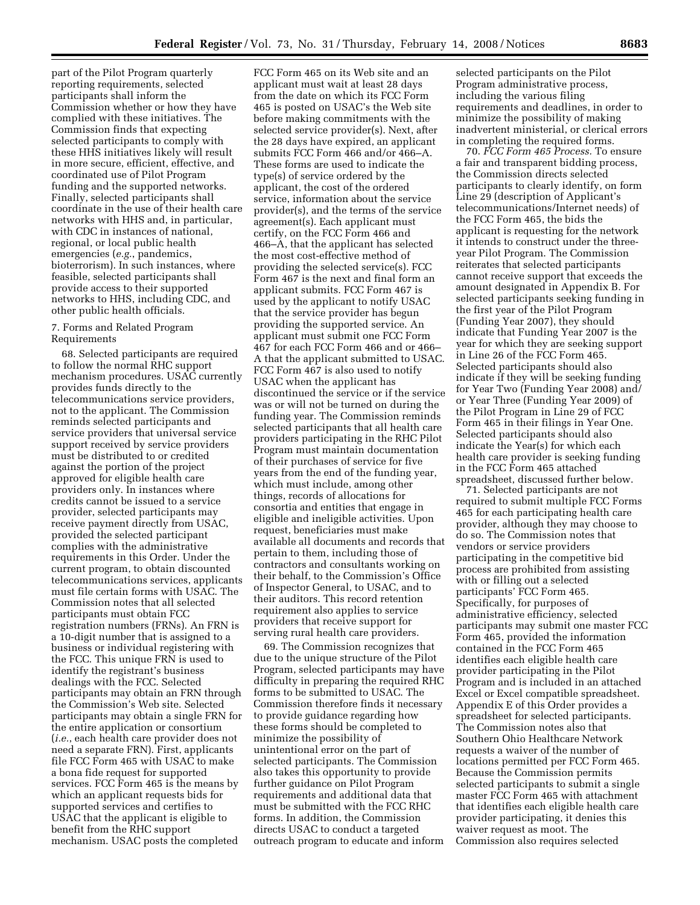part of the Pilot Program quarterly reporting requirements, selected participants shall inform the Commission whether or how they have complied with these initiatives. The Commission finds that expecting selected participants to comply with these HHS initiatives likely will result in more secure, efficient, effective, and coordinated use of Pilot Program funding and the supported networks. Finally, selected participants shall coordinate in the use of their health care networks with HHS and, in particular, with CDC in instances of national, regional, or local public health emergencies (*e.g.*, pandemics, bioterrorism). In such instances, where feasible, selected participants shall provide access to their supported networks to HHS, including CDC, and other public health officials.

7. Forms and Related Program Requirements

68. Selected participants are required to follow the normal RHC support mechanism procedures. USAC currently provides funds directly to the telecommunications service providers, not to the applicant. The Commission reminds selected participants and service providers that universal service support received by service providers must be distributed to or credited against the portion of the project approved for eligible health care providers only. In instances where credits cannot be issued to a service provider, selected participants may receive payment directly from USAC, provided the selected participant complies with the administrative requirements in this Order. Under the current program, to obtain discounted telecommunications services, applicants must file certain forms with USAC. The Commission notes that all selected participants must obtain FCC registration numbers (FRNs). An FRN is a 10-digit number that is assigned to a business or individual registering with the FCC. This unique FRN is used to identify the registrant's business dealings with the FCC. Selected participants may obtain an FRN through the Commission's Web site. Selected participants may obtain a single FRN for the entire application or consortium (*i.e.*, each health care provider does not need a separate FRN). First, applicants file FCC Form 465 with USAC to make a bona fide request for supported services. FCC Form 465 is the means by which an applicant requests bids for supported services and certifies to USAC that the applicant is eligible to benefit from the RHC support mechanism. USAC posts the completed FCC Form 465 on its Web site and an applicant must wait at least 28 days from the date on which its FCC Form 465 is posted on USAC's the Web site before making commitments with the selected service provider(s). Next, after the 28 days have expired, an applicant submits FCC Form 466 and/or 466–A. These forms are used to indicate the type(s) of service ordered by the applicant, the cost of the ordered service, information about the service provider(s), and the terms of the service agreement(s). Each applicant must certify, on the FCC Form 466 and 466–A, that the applicant has selected the most cost-effective method of providing the selected service(s). FCC Form 467 is the next and final form an applicant submits. FCC Form 467 is used by the applicant to notify USAC that the service provider has begun providing the supported service. An applicant must submit one FCC Form 467 for each FCC Form 466 and or 466–A that the applicant submitted to USAC. FCC Form 467 is also used to notify USAC when the applicant has discontinued the service or if the service was or will not be turned on during the funding year. The Commission reminds selected participants that all health care providers participating in the RHC Pilot Program must maintain documentation of their purchases of service for five years from the end of the funding year, which must include, among other things, records of allocations for consortia and entities that engage in eligible and ineligible activities. Upon request, beneficiaries must make available all documents and records that pertain to them, including those of contractors and consultants working on their behalf, to the Commission's Office of Inspector General, to USAC, and to their auditors. This record retention requirement also applies to service providers that receive support for serving rural health care providers.

69. The Commission recognizes that due to the unique structure of the Pilot Program, selected participants may have difficulty in preparing the required RHC forms to be submitted to USAC. The Commission therefore finds it necessary to provide guidance regarding how these forms should be completed to minimize the possibility of unintentional error on the part of selected participants. The Commission also takes this opportunity to provide further guidance on Pilot Program requirements and additional data that must be submitted with the FCC RHC forms. In addition, the Commission directs USAC to conduct a targeted outreach program to educate and inform selected participants on the Pilot Program administrative process, including the various filing requirements and deadlines, in order to minimize the possibility of making inadvertent ministerial, or clerical errors in completing the required forms.

70. *FCC Form 465 Process.* To ensure a fair and transparent bidding process, the Commission directs selected participants to clearly identify, on form Line 29 (description of Applicant's telecommunications/Internet needs) of the FCC Form 465, the bids the applicant is requesting for the network it intends to construct under the three-year Pilot Program. The Commission reiterates that selected participants cannot receive support that exceeds the amount designated in Appendix B. For selected participants seeking funding in the first year of the Pilot Program (Funding Year 2007), they should indicate that Funding Year 2007 is the year for which they are seeking support in Line 26 of the FCC Form 465. Selected participants should also indicate if they will be seeking funding for Year Two (Funding Year 2008) and/or Year Three (Funding Year 2009) of the Pilot Program in Line 29 of FCC Form 465 in their filings in Year One. Selected participants should also indicate the Year(s) for which each health care provider is seeking funding in the FCC Form 465 attached spreadsheet, discussed further below.

71. Selected participants are not required to submit multiple FCC Forms 465 for each participating health care provider, although they may choose to do so. The Commission notes that vendors or service providers participating in the competitive bid process are prohibited from assisting with or filling out a selected participants' FCC Form 465. Specifically, for purposes of administrative efficiency, selected participants may submit one master FCC Form 465, provided the information contained in the FCC Form 465 identifies each eligible health care provider participating in the Pilot Program and is included in an attached Excel or Excel compatible spreadsheet. Appendix E of this Order provides a spreadsheet for selected participants. The Commission notes also that Southern Ohio Healthcare Network requests a waiver of the number of locations permitted per FCC Form 465. Because the Commission permits selected participants to submit a single master FCC Form 465 with attachment that identifies each eligible health care provider participating, it denies this waiver request as moot. The Commission also requires selected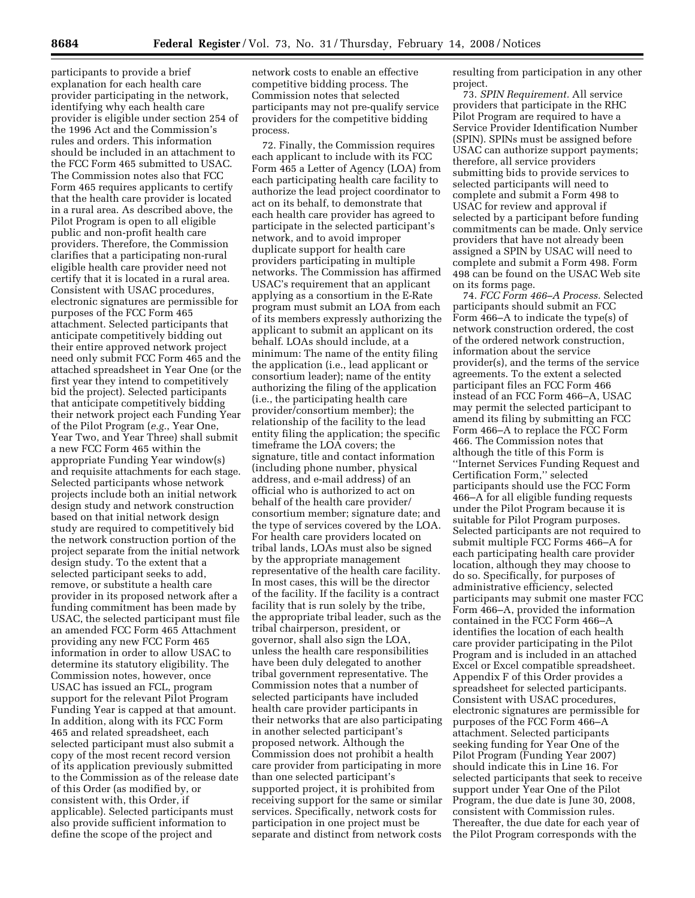participants to provide a brief explanation for each health care provider participating in the network, identifying why each health care provider is eligible under section 254 of the 1996 Act and the Commission's rules and orders. This information should be included in an attachment to the FCC Form 465 submitted to USAC. The Commission notes also that FCC Form 465 requires applicants to certify that the health care provider is located in a rural area. As described above, the Pilot Program is open to all eligible public and non-profit health care providers. Therefore, the Commission clarifies that a participating non-rural eligible health care provider need not certify that it is located in a rural area. Consistent with USAC procedures, electronic signatures are permissible for purposes of the FCC Form 465 attachment. Selected participants that anticipate competitively bidding out their entire approved network project need only submit FCC Form 465 and the attached spreadsheet in Year One (or the first year they intend to competitively bid the project). Selected participants that anticipate competitively bidding their network project each Funding Year of the Pilot Program (*e.g.*, Year One, Year Two, and Year Three) shall submit a new FCC Form 465 within the appropriate Funding Year window(s) and requisite attachments for each stage. Selected participants whose network projects include both an initial network design study and network construction based on that initial network design study are required to competitively bid the network construction portion of the project separate from the initial network design study. To the extent that a selected participant seeks to add, remove, or substitute a health care provider in its proposed network after a funding commitment has been made by USAC, the selected participant must file an amended FCC Form 465 Attachment providing any new FCC Form 465 information in order to allow USAC to determine its statutory eligibility. The Commission notes, however, once USAC has issued an FCL, program support for the relevant Pilot Program Funding Year is capped at that amount. In addition, along with its FCC Form 465 and related spreadsheet, each selected participant must also submit a copy of the most recent record version of its application previously submitted to the Commission as of the release date of this Order (as modified by, or consistent with, this Order, if applicable). Selected participants must also provide sufficient information to define the scope of the project and network costs to enable an effective competitive bidding process. The Commission notes that selected participants may not pre-qualify service providers for the competitive bidding process.

72. Finally, the Commission requires each applicant to include with its FCC Form 465 a Letter of Agency (LOA) from each participating health care facility to authorize the lead project coordinator to act on its behalf, to demonstrate that each health care provider has agreed to participate in the selected participant's network, and to avoid improper duplicate support for health care providers participating in multiple networks. The Commission has affirmed USAC's requirement that an applicant applying as a consortium in the E-Rate program must submit an LOA from each of its members expressly authorizing the applicant to submit an applicant on its behalf. LOAs should include, at a minimum: The name of the entity filing the application (i.e., lead applicant or consortium leader); name of the entity authorizing the filing of the application (i.e., the participating health care provider/consortium member); the relationship of the facility to the lead entity filing the application; the specific timeframe the LOA covers; the signature, title and contact information (including phone number, physical address, and e-mail address) of an official who is authorized to act on behalf of the health care provider/consortium member; signature date; and the type of services covered by the LOA. For health care providers located on tribal lands, LOAs must also be signed by the appropriate management representative of the health care facility. In most cases, this will be the director of the facility. If the facility is a contract facility that is run solely by the tribe, the appropriate tribal leader, such as the tribal chairperson, president, or governor, shall also sign the LOA, unless the health care responsibilities have been duly delegated to another tribal government representative. The Commission notes that a number of selected participants have included health care provider participants in their networks that are also participating in another selected participant's proposed network. Although the Commission does not prohibit a health care provider from participating in more than one selected participant's supported project, it is prohibited from receiving support for the same or similar services. Specifically, network costs for participation in one project must be separate and distinct from network costs resulting from participation in any other project.

73. *SPIN Requirement.* All service providers that participate in the RHC Pilot Program are required to have a Service Provider Identification Number (SPIN). SPINs must be assigned before USAC can authorize support payments; therefore, all service providers submitting bids to provide services to selected participants will need to complete and submit a Form 498 to USAC for review and approval if selected by a participant before funding commitments can be made. Only service providers that have not already been assigned a SPIN by USAC will need to complete and submit a Form 498. Form 498 can be found on the USAC Web site on its forms page.

74. *FCC Form 466–A Process.* Selected participants should submit an FCC Form 466–A to indicate the type(s) of network construction ordered, the cost of the ordered network construction, information about the service provider(s), and the terms of the service agreements. To the extent a selected participant files an FCC Form 466 instead of an FCC Form 466–A, USAC may permit the selected participant to amend its filing by submitting an FCC Form 466–A to replace the FCC Form 466. The Commission notes that although the title of this Form is ''Internet Services Funding Request and Certification Form,'' selected participants should use the FCC Form 466–A for all eligible funding requests under the Pilot Program because it is suitable for Pilot Program purposes. Selected participants are not required to submit multiple FCC Forms 466–A for each participating health care provider location, although they may choose to do so. Specifically, for purposes of administrative efficiency, selected participants may submit one master FCC Form 466–A, provided the information contained in the FCC Form 466–A identifies the location of each health care provider participating in the Pilot Program and is included in an attached Excel or Excel compatible spreadsheet. Appendix F of this Order provides a spreadsheet for selected participants. Consistent with USAC procedures, electronic signatures are permissible for purposes of the FCC Form 466–A attachment. Selected participants seeking funding for Year One of the Pilot Program (Funding Year 2007) should indicate this in Line 16. For selected participants that seek to receive support under Year One of the Pilot Program, the due date is June 30, 2008, consistent with Commission rules. Thereafter, the due date for each year of the Pilot Program corresponds with the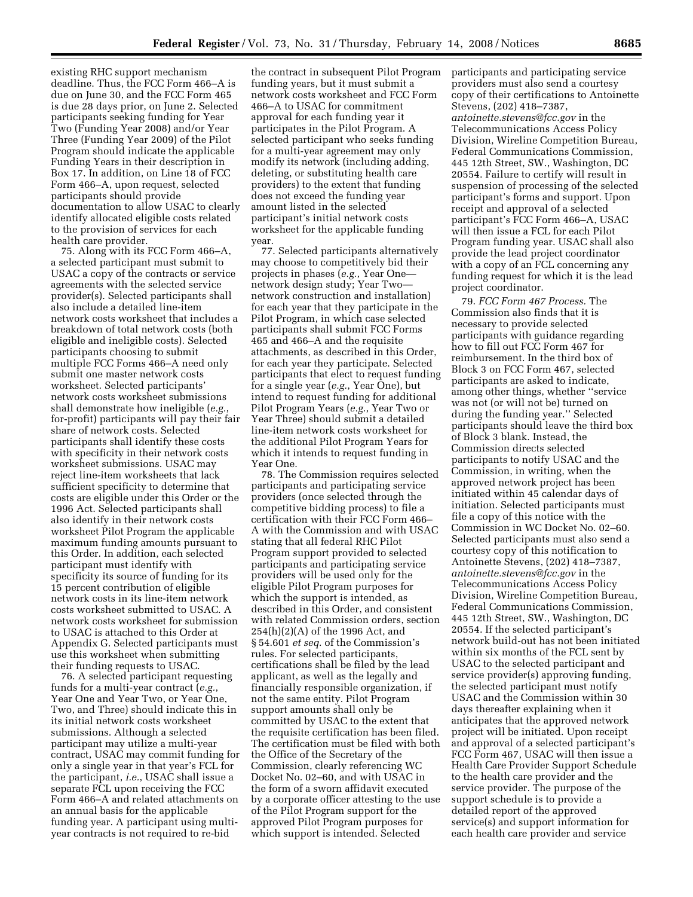existing RHC support mechanism deadline. Thus, the FCC Form 466–A is due on June 30, and the FCC Form 465 is due 28 days prior, on June 2. Selected participants seeking funding for Year Two (Funding Year 2008) and/or Year Three (Funding Year 2009) of the Pilot Program should indicate the applicable Funding Years in their description in Box 17. In addition, on Line 18 of FCC Form 466–A, upon request, selected participants should provide documentation to allow USAC to clearly identify allocated eligible costs related to the provision of services for each health care provider.

75. Along with its FCC Form 466–A, a selected participant must submit to USAC a copy of the contracts or service agreements with the selected service provider(s). Selected participants shall also include a detailed line-item network costs worksheet that includes a breakdown of total network costs (both eligible and ineligible costs). Selected participants choosing to submit multiple FCC Forms 466–A need only submit one master network costs worksheet. Selected participants' network costs worksheet submissions shall demonstrate how ineligible (*e.g.*, for-profit) participants will pay their fair share of network costs. Selected participants shall identify these costs with specificity in their network costs worksheet submissions. USAC may reject line-item worksheets that lack sufficient specificity to determine that costs are eligible under this Order or the 1996 Act. Selected participants shall also identify in their network costs worksheet Pilot Program the applicable maximum funding amounts pursuant to this Order. In addition, each selected participant must identify with specificity its source of funding for its 15 percent contribution of eligible network costs in its line-item network costs worksheet submitted to USAC. A network costs worksheet for submission to USAC is attached to this Order at Appendix G. Selected participants must use this worksheet when submitting their funding requests to USAC.

76. A selected participant requesting funds for a multi-year contract (*e.g.*, Year One and Year Two, or Year One, Two, and Three) should indicate this in its initial network costs worksheet submissions. Although a selected participant may utilize a multi-year contract, USAC may commit funding for only a single year in that year's FCL for the participant, *i.e.*, USAC shall issue a separate FCL upon receiving the FCC Form 466–A and related attachments on an annual basis for the applicable funding year. A participant using multi-year contracts is not required to re-bid the contract in subsequent Pilot Program funding years, but it must submit a network costs worksheet and FCC Form 466–A to USAC for commitment approval for each funding year it participates in the Pilot Program. A selected participant who seeks funding for a multi-year agreement may only modify its network (including adding, deleting, or substituting health care providers) to the extent that funding does not exceed the funding year amount listed in the selected participant's initial network costs worksheet for the applicable funding year.

77. Selected participants alternatively may choose to competitively bid their projects in phases (*e.g.*, Year One—network design study; Year Two—network construction and installation) for each year that they participate in the Pilot Program, in which case selected participants shall submit FCC Forms 465 and 466–A and the requisite attachments, as described in this Order, for each year they participate. Selected participants that elect to request funding for a single year (*e.g.*, Year One), but intend to request funding for additional Pilot Program Years (*e.g.*, Year Two or Year Three) should submit a detailed line-item network costs worksheet for the additional Pilot Program Years for which it intends to request funding in Year One.

78. The Commission requires selected participants and participating service providers (once selected through the competitive bidding process) to file a certification with their FCC Form 466–A with the Commission and with USAC stating that all federal RHC Pilot Program support provided to selected participants and participating service providers will be used only for the eligible Pilot Program purposes for which the support is intended, as described in this Order, and consistent with related Commission orders, section 254(h)(2)(A) of the 1996 Act, and § 54.601 *et seq.* of the Commission's rules. For selected participants, certifications shall be filed by the lead applicant, as well as the legally and financially responsible organization, if not the same entity. Pilot Program support amounts shall only be committed by USAC to the extent that the requisite certification has been filed. The certification must be filed with both the Office of the Secretary of the Commission, clearly referencing WC Docket No. 02–60, and with USAC in the form of a sworn affidavit executed by a corporate officer attesting to the use of the Pilot Program support for the approved Pilot Program purposes for which support is intended. Selected participants and participating service providers must also send a courtesy copy of their certifications to Antoinette Stevens, (202) 418–7387, *antoinette.stevens@fcc.gov* in the Telecommunications Access Policy Division, Wireline Competition Bureau, Federal Communications Commission, 445 12th Street, SW., Washington, DC 20554. Failure to certify will result in suspension of processing of the selected participant's forms and support. Upon receipt and approval of a selected participant's FCC Form 466–A, USAC will then issue a FCL for each Pilot Program funding year. USAC shall also provide the lead project coordinator with a copy of an FCL concerning any funding request for which it is the lead project coordinator.

79. *FCC Form 467 Process.* The Commission also finds that it is necessary to provide selected participants with guidance regarding how to fill out FCC Form 467 for reimbursement. In the third box of Block 3 on FCC Form 467, selected participants are asked to indicate, among other things, whether ''service was not (or will not be) turned on during the funding year.'' Selected participants should leave the third box of Block 3 blank. Instead, the Commission directs selected participants to notify USAC and the Commission, in writing, when the approved network project has been initiated within 45 calendar days of initiation. Selected participants must file a copy of this notice with the Commission in WC Docket No. 02–60. Selected participants must also send a courtesy copy of this notification to Antoinette Stevens, (202) 418–7387, *antoinette.stevens@fcc.gov* in the Telecommunications Access Policy Division, Wireline Competition Bureau, Federal Communications Commission, 445 12th Street, SW., Washington, DC 20554. If the selected participant's network build-out has not been initiated within six months of the FCL sent by USAC to the selected participant and service provider(s) approving funding, the selected participant must notify USAC and the Commission within 30 days thereafter explaining when it anticipates that the approved network project will be initiated. Upon receipt and approval of a selected participant's FCC Form 467, USAC will then issue a Health Care Provider Support Schedule to the health care provider and the service provider. The purpose of the support schedule is to provide a detailed report of the approved service(s) and support information for each health care provider and service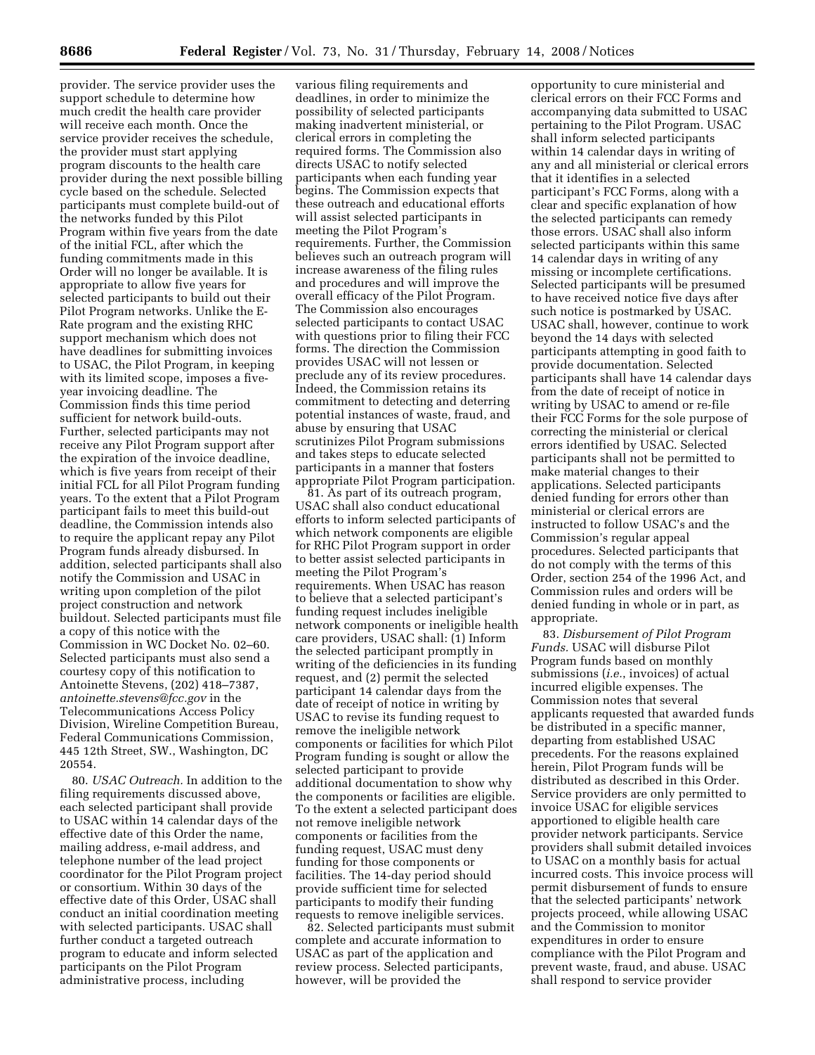provider. The service provider uses the support schedule to determine how much credit the health care provider will receive each month. Once the service provider receives the schedule, the provider must start applying program discounts to the health care provider during the next possible billing cycle based on the schedule. Selected participants must complete build-out of the networks funded by this Pilot Program within five years from the date of the initial FCL, after which the funding commitments made in this Order will no longer be available. It is appropriate to allow five years for selected participants to build out their Pilot Program networks. Unlike the E-Rate program and the existing RHC support mechanism which does not have deadlines for submitting invoices to USAC, the Pilot Program, in keeping with its limited scope, imposes a five-year invoicing deadline. The Commission finds this time period sufficient for network build-outs. Further, selected participants may not receive any Pilot Program support after the expiration of the invoice deadline, which is five years from receipt of their initial FCL for all Pilot Program funding years. To the extent that a Pilot Program participant fails to meet this build-out deadline, the Commission intends also to require the applicant repay any Pilot Program funds already disbursed. In addition, selected participants shall also notify the Commission and USAC in writing upon completion of the pilot project construction and network buildout. Selected participants must file a copy of this notice with the Commission in WC Docket No. 02–60. Selected participants must also send a courtesy copy of this notification to Antoinette Stevens, (202) 418–7387, *antoinette.stevens@fcc.gov* in the Telecommunications Access Policy Division, Wireline Competition Bureau, Federal Communications Commission, 445 12th Street, SW., Washington, DC 20554.

80. *USAC Outreach.* In addition to the filing requirements discussed above, each selected participant shall provide to USAC within 14 calendar days of the effective date of this Order the name, mailing address, e-mail address, and telephone number of the lead project coordinator for the Pilot Program project or consortium. Within 30 days of the effective date of this Order, USAC shall conduct an initial coordination meeting with selected participants. USAC shall further conduct a targeted outreach program to educate and inform selected participants on the Pilot Program administrative process, including various filing requirements and deadlines, in order to minimize the possibility of selected participants making inadvertent ministerial, or clerical errors in completing the required forms. The Commission also directs USAC to notify selected participants when each funding year begins. The Commission expects that these outreach and educational efforts will assist selected participants in meeting the Pilot Program's requirements. Further, the Commission believes such an outreach program will increase awareness of the filing rules and procedures and will improve the overall efficacy of the Pilot Program. The Commission also encourages selected participants to contact USAC with questions prior to filing their FCC forms. The direction the Commission provides USAC will not lessen or preclude any of its review procedures. Indeed, the Commission retains its commitment to detecting and deterring potential instances of waste, fraud, and abuse by ensuring that USAC scrutinizes Pilot Program submissions and takes steps to educate selected participants in a manner that fosters appropriate Pilot Program participation.

81. As part of its outreach program, USAC shall also conduct educational efforts to inform selected participants of which network components are eligible for RHC Pilot Program support in order to better assist selected participants in meeting the Pilot Program's requirements. When USAC has reason to believe that a selected participant's funding request includes ineligible network components or ineligible health care providers, USAC shall: (1) Inform the selected participant promptly in writing of the deficiencies in its funding request, and (2) permit the selected participant 14 calendar days from the date of receipt of notice in writing by USAC to revise its funding request to remove the ineligible network components or facilities for which Pilot Program funding is sought or allow the selected participant to provide additional documentation to show why the components or facilities are eligible. To the extent a selected participant does not remove ineligible network components or facilities from the funding request, USAC must deny funding for those components or facilities. The 14-day period should provide sufficient time for selected participants to modify their funding requests to remove ineligible services.

82. Selected participants must submit complete and accurate information to USAC as part of the application and review process. Selected participants, however, will be provided the opportunity to cure ministerial and clerical errors on their FCC Forms and accompanying data submitted to USAC pertaining to the Pilot Program. USAC shall inform selected participants within 14 calendar days in writing of any and all ministerial or clerical errors that it identifies in a selected participant's FCC Forms, along with a clear and specific explanation of how the selected participants can remedy those errors. USAC shall also inform selected participants within this same 14 calendar days in writing of any missing or incomplete certifications. Selected participants will be presumed to have received notice five days after such notice is postmarked by USAC. USAC shall, however, continue to work beyond the 14 days with selected participants attempting in good faith to provide documentation. Selected participants shall have 14 calendar days from the date of receipt of notice in writing by USAC to amend or re-file their FCC Forms for the sole purpose of correcting the ministerial or clerical errors identified by USAC. Selected participants shall not be permitted to make material changes to their applications. Selected participants denied funding for errors other than ministerial or clerical errors are instructed to follow USAC's and the Commission's regular appeal procedures. Selected participants that do not comply with the terms of this Order, section 254 of the 1996 Act, and Commission rules and orders will be denied funding in whole or in part, as appropriate.

83. *Disbursement of Pilot Program Funds.* USAC will disburse Pilot Program funds based on monthly submissions (*i.e.*, invoices) of actual incurred eligible expenses. The Commission notes that several applicants requested that awarded funds be distributed in a specific manner, departing from established USAC precedents. For the reasons explained herein, Pilot Program funds will be distributed as described in this Order. Service providers are only permitted to invoice USAC for eligible services apportioned to eligible health care provider network participants. Service providers shall submit detailed invoices to USAC on a monthly basis for actual incurred costs. This invoice process will permit disbursement of funds to ensure that the selected participants' network projects proceed, while allowing USAC and the Commission to monitor expenditures in order to ensure compliance with the Pilot Program and prevent waste, fraud, and abuse. USAC shall respond to service provider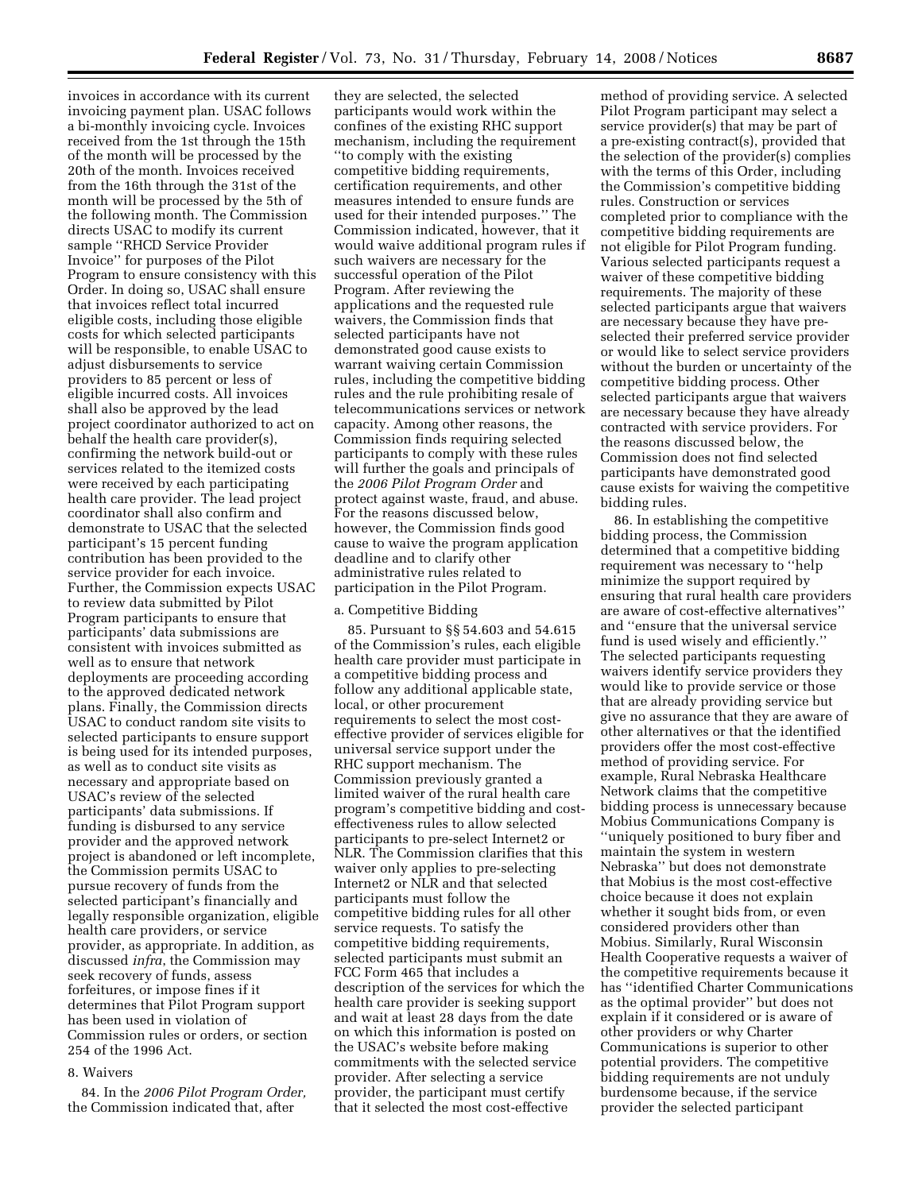invoices in accordance with its current invoicing payment plan. USAC follows a bi-monthly invoicing cycle. Invoices received from the 1st through the 15th of the month will be processed by the 20th of the month. Invoices received from the 16th through the 31st of the month will be processed by the 5th of the following month. The Commission directs USAC to modify its current sample ''RHCD Service Provider Invoice'' for purposes of the Pilot Program to ensure consistency with this Order. In doing so, USAC shall ensure that invoices reflect total incurred eligible costs, including those eligible costs for which selected participants will be responsible, to enable USAC to adjust disbursements to service providers to 85 percent or less of eligible incurred costs. All invoices shall also be approved by the lead project coordinator authorized to act on behalf the health care provider(s), confirming the network build-out or services related to the itemized costs were received by each participating health care provider. The lead project coordinator shall also confirm and demonstrate to USAC that the selected participant's 15 percent funding contribution has been provided to the service provider for each invoice. Further, the Commission expects USAC to review data submitted by Pilot Program participants to ensure that participants' data submissions are consistent with invoices submitted as well as to ensure that network deployments are proceeding according to the approved dedicated network plans. Finally, the Commission directs USAC to conduct random site visits to selected participants to ensure support is being used for its intended purposes, as well as to conduct site visits as necessary and appropriate based on USAC's review of the selected participants' data submissions. If funding is disbursed to any service provider and the approved network project is abandoned or left incomplete, the Commission permits USAC to pursue recovery of funds from the selected participant's financially and legally responsible organization, eligible health care providers, or service provider, as appropriate. In addition, as discussed *infra*, the Commission may seek recovery of funds, assess forfeitures, or impose fines if it determines that Pilot Program support has been used in violation of Commission rules or orders, or section 254 of the 1996 Act.

8. Waivers

84. In the *2006 Pilot Program Order*, the Commission indicated that, after they are selected, the selected participants would work within the confines of the existing RHC support mechanism, including the requirement ''to comply with the existing competitive bidding requirements, certification requirements, and other measures intended to ensure funds are used for their intended purposes.'' The Commission indicated, however, that it would waive additional program rules if such waivers are necessary for the successful operation of the Pilot Program. After reviewing the applications and the requested rule waivers, the Commission finds that selected participants have not demonstrated good cause exists to warrant waiving certain Commission rules, including the competitive bidding rules and the rule prohibiting resale of telecommunications services or network capacity. Among other reasons, the Commission finds requiring selected participants to comply with these rules will further the goals and principals of the *2006 Pilot Program Order* and protect against waste, fraud, and abuse. For the reasons discussed below, however, the Commission finds good cause to waive the program application deadline and to clarify other administrative rules related to participation in the Pilot Program.

a. Competitive Bidding

85. Pursuant to §§ 54.603 and 54.615 of the Commission's rules, each eligible health care provider must participate in a competitive bidding process and follow any additional applicable state, local, or other procurement requirements to select the most cost-effective provider of services eligible for universal service support under the RHC support mechanism. The Commission previously granted a limited waiver of the rural health care program's competitive bidding and cost-effectiveness rules to allow selected participants to pre-select Internet2 or NLR. The Commission clarifies that this waiver only applies to pre-selecting Internet2 or NLR and that selected participants must follow the competitive bidding rules for all other service requests. To satisfy the competitive bidding requirements, selected participants must submit an FCC Form 465 that includes a description of the services for which the health care provider is seeking support and wait at least 28 days from the date on which this information is posted on the USAC's website before making commitments with the selected service provider. After selecting a service provider, the participant must certify that it selected the most cost-effective method of providing service. A selected Pilot Program participant may select a service provider(s) that may be part of a pre-existing contract(s), provided that the selection of the provider(s) complies with the terms of this Order, including the Commission's competitive bidding rules. Construction or services completed prior to compliance with the competitive bidding requirements are not eligible for Pilot Program funding. Various selected participants request a waiver of these competitive bidding requirements. The majority of these selected participants argue that waivers are necessary because they have pre-selected their preferred service provider or would like to select service providers without the burden or uncertainty of the competitive bidding process. Other selected participants argue that waivers are necessary because they have already contracted with service providers. For the reasons discussed below, the Commission does not find selected participants have demonstrated good cause exists for waiving the competitive bidding rules.

86. In establishing the competitive bidding process, the Commission determined that a competitive bidding requirement was necessary to ''help minimize the support required by ensuring that rural health care providers are aware of cost-effective alternatives'' and ''ensure that the universal service fund is used wisely and efficiently.'' The selected participants requesting waivers identify service providers they would like to provide service or those that are already providing service but give no assurance that they are aware of other alternatives or that the identified providers offer the most cost-effective method of providing service. For example, Rural Nebraska Healthcare Network claims that the competitive bidding process is unnecessary because Mobius Communications Company is ''uniquely positioned to bury fiber and maintain the system in western Nebraska'' but does not demonstrate that Mobius is the most cost-effective choice because it does not explain whether it sought bids from, or even considered providers other than Mobius. Similarly, Rural Wisconsin Health Cooperative requests a waiver of the competitive requirements because it has ''identified Charter Communications as the optimal provider'' but does not explain if it considered or is aware of other providers or why Charter Communications is superior to other potential providers. The competitive bidding requirements are not unduly burdensome because, if the service provider the selected participant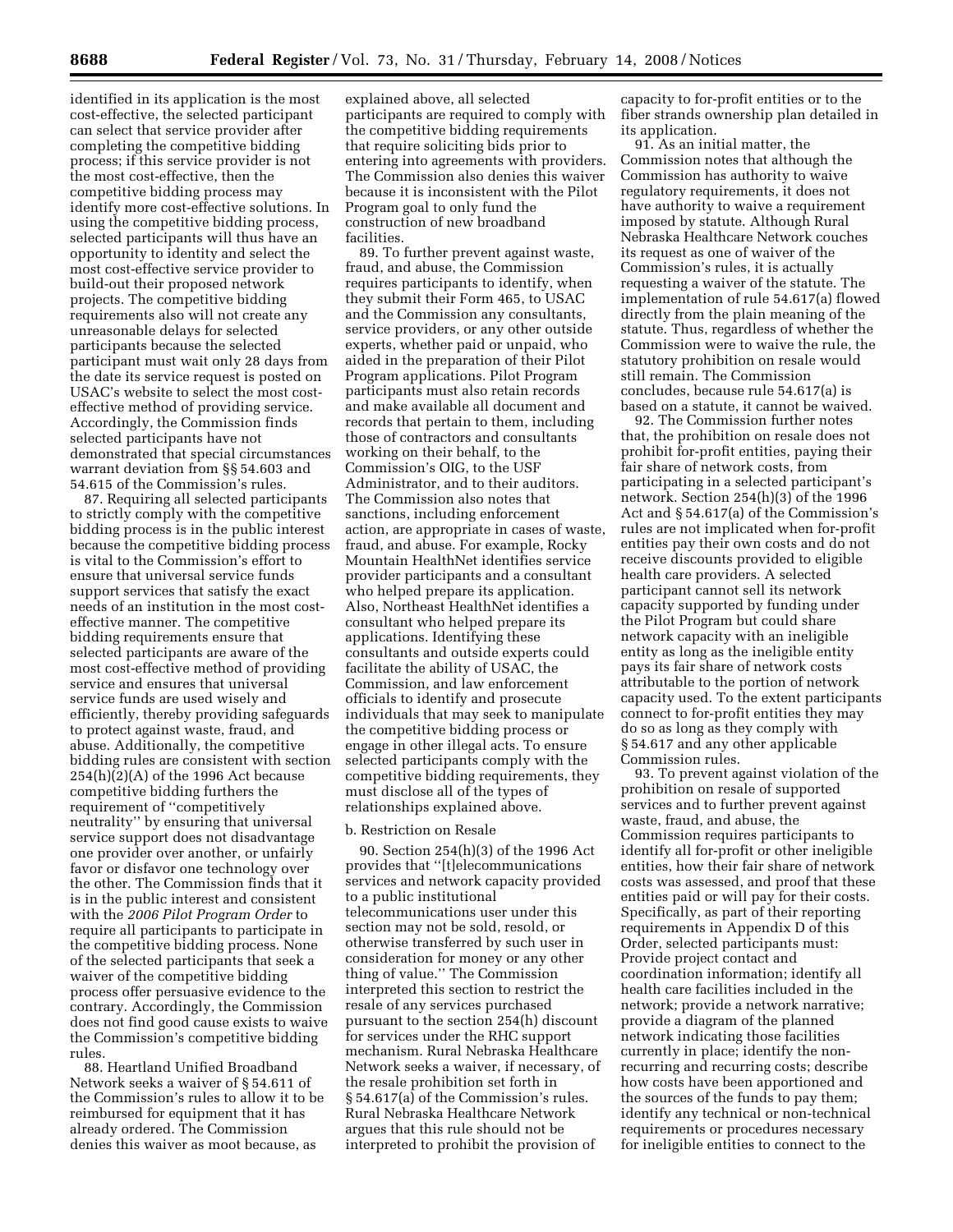identified in its application is the most cost-effective, the selected participant can select that service provider after completing the competitive bidding process; if this service provider is not the most cost-effective, then the competitive bidding process may identify more cost-effective solutions. In using the competitive bidding process, selected participants will thus have an opportunity to identity and select the most cost-effective service provider to build-out their proposed network projects. The competitive bidding requirements also will not create any unreasonable delays for selected participants because the selected participant must wait only 28 days from the date its service request is posted on USAC's website to select the most cost-effective method of providing service. Accordingly, the Commission finds selected participants have not demonstrated that special circumstances warrant deviation from §§ 54.603 and 54.615 of the Commission's rules.

87. Requiring all selected participants to strictly comply with the competitive bidding process is in the public interest because the competitive bidding process is vital to the Commission's effort to ensure that universal service funds support services that satisfy the exact needs of an institution in the most cost-effective manner. The competitive bidding requirements ensure that selected participants are aware of the most cost-effective method of providing service and ensures that universal service funds are used wisely and efficiently, thereby providing safeguards to protect against waste, fraud, and abuse. Additionally, the competitive bidding rules are consistent with section 254(h)(2)(A) of the 1996 Act because competitive bidding furthers the requirement of "competitively neutrality" by ensuring that universal service support does not disadvantage one provider over another, or unfairly favor or disfavor one technology over the other. The Commission finds that it is in the public interest and consistent with the *2006 Pilot Program Order* to require all participants to participate in the competitive bidding process. None of the selected participants that seek a waiver of the competitive bidding process offer persuasive evidence to the contrary. Accordingly, the Commission does not find good cause exists to waive the Commission's competitive bidding rules.

88. Heartland Unified Broadband Network seeks a waiver of § 54.611 of the Commission's rules to allow it to be reimbursed for equipment that it has already ordered. The Commission denies this waiver as moot because, as explained above, all selected participants are required to comply with the competitive bidding requirements that require soliciting bids prior to entering into agreements with providers. The Commission also denies this waiver because it is inconsistent with the Pilot Program goal to only fund the construction of new broadband facilities.

89. To further prevent against waste, fraud, and abuse, the Commission requires participants to identify, when they submit their Form 465, to USAC and the Commission any consultants, service providers, or any other outside experts, whether paid or unpaid, who aided in the preparation of their Pilot Program applications. Pilot Program participants must also retain records and make available all document and records that pertain to them, including those of contractors and consultants working on their behalf, to the Commission's OIG, to the USF Administrator, and to their auditors. The Commission also notes that sanctions, including enforcement action, are appropriate in cases of waste, fraud, and abuse. For example, Rocky Mountain HealthNet identifies service provider participants and a consultant who helped prepare its application. Also, Northeast HealthNet identifies a consultant who helped prepare its applications. Identifying these consultants and outside experts could facilitate the ability of USAC, the Commission, and law enforcement officials to identify and prosecute individuals that may seek to manipulate the competitive bidding process or engage in other illegal acts. To ensure selected participants comply with the competitive bidding requirements, they must disclose all of the types of relationships explained above.

b. Restriction on Resale

90. Section 254(h)(3) of the 1996 Act provides that "[t]elecommunications services and network capacity provided to a public institutional telecommunications user under this section may not be sold, resold, or otherwise transferred by such user in consideration for money or any other thing of value." The Commission interpreted this section to restrict the resale of any services purchased pursuant to the section 254(h) discount for services under the RHC support mechanism. Rural Nebraska Healthcare Network seeks a waiver, if necessary, of the resale prohibition set forth in § 54.617(a) of the Commission's rules. Rural Nebraska Healthcare Network argues that this rule should not be interpreted to prohibit the provision of capacity to for-profit entities or to the fiber strands ownership plan detailed in its application.

91. As an initial matter, the Commission notes that although the Commission has authority to waive regulatory requirements, it does not have authority to waive a requirement imposed by statute. Although Rural Nebraska Healthcare Network couches its request as one of waiver of the Commission's rules, it is actually requesting a waiver of the statute. The implementation of rule 54.617(a) flowed directly from the plain meaning of the statute. Thus, regardless of whether the Commission were to waive the rule, the statutory prohibition on resale would still remain. The Commission concludes, because rule 54.617(a) is based on a statute, it cannot be waived.

92. The Commission further notes that, the prohibition on resale does not prohibit for-profit entities, paying their fair share of network costs, from participating in a selected participant's network. Section 254(h)(3) of the 1996 Act and § 54.617(a) of the Commission's rules are not implicated when for-profit entities pay their own costs and do not receive discounts provided to eligible health care providers. A selected participant cannot sell its network capacity supported by funding under the Pilot Program but could share network capacity with an ineligible entity as long as the ineligible entity pays its fair share of network costs attributable to the portion of network capacity used. To the extent participants connect to for-profit entities they may do so as long as they comply with § 54.617 and any other applicable Commission rules.

93. To prevent against violation of the prohibition on resale of supported services and to further prevent against waste, fraud, and abuse, the Commission requires participants to identify all for-profit or other ineligible entities, how their fair share of network costs was assessed, and proof that these entities paid or will pay for their costs. Specifically, as part of their reporting requirements in Appendix D of this Order, selected participants must: Provide project contact and coordination information; identify all health care facilities included in the network; provide a network narrative; provide a diagram of the planned network indicating those facilities currently in place; identify the non-recurring and recurring costs; describe how costs have been apportioned and the sources of the funds to pay them; identify any technical or non-technical requirements or procedures necessary for ineligible entities to connect to the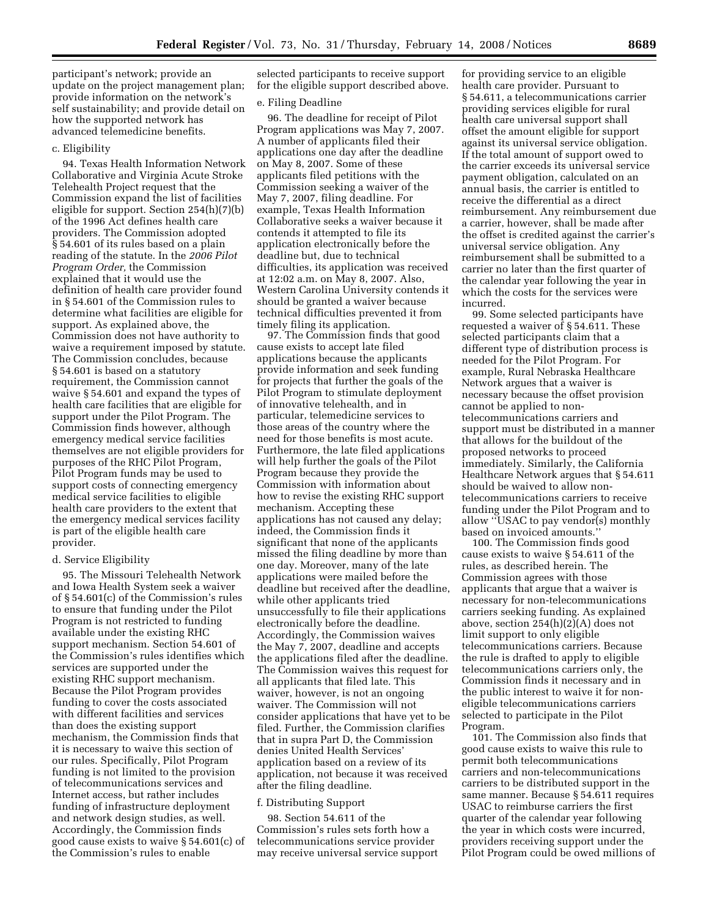participant's network; provide an update on the project management plan; provide information on the network's self sustainability; and provide detail on how the supported network has advanced telemedicine benefits.

c. Eligibility

94. Texas Health Information Network Collaborative and Virginia Acute Stroke Telehealth Project request that the Commission expand the list of facilities eligible for support. Section 254(h)(7)(b) of the 1996 Act defines health care providers. The Commission adopted § 54.601 of its rules based on a plain reading of the statute. In the *2006 Pilot Program Order,* the Commission explained that it would use the definition of health care provider found in § 54.601 of the Commission rules to determine what facilities are eligible for support. As explained above, the Commission does not have authority to waive a requirement imposed by statute. The Commission concludes, because § 54.601 is based on a statutory requirement, the Commission cannot waive § 54.601 and expand the types of health care facilities that are eligible for support under the Pilot Program. The Commission finds however, although emergency medical service facilities themselves are not eligible providers for purposes of the RHC Pilot Program, Pilot Program funds may be used to support costs of connecting emergency medical service facilities to eligible health care providers to the extent that the emergency medical services facility is part of the eligible health care provider.

d. Service Eligibility

95. The Missouri Telehealth Network and Iowa Health System seek a waiver of § 54.601(c) of the Commission's rules to ensure that funding under the Pilot Program is not restricted to funding available under the existing RHC support mechanism. Section 54.601 of the Commission's rules identifies which services are supported under the existing RHC support mechanism. Because the Pilot Program provides funding to cover the costs associated with different facilities and services than does the existing support mechanism, the Commission finds that it is necessary to waive this section of our rules. Specifically, Pilot Program funding is not limited to the provision of telecommunications services and Internet access, but rather includes funding of infrastructure deployment and network design studies, as well. Accordingly, the Commission finds good cause exists to waive § 54.601(c) of the Commission's rules to enable selected participants to receive support for the eligible support described above.

e. Filing Deadline

96. The deadline for receipt of Pilot Program applications was May 7, 2007. A number of applicants filed their applications one day after the deadline on May 8, 2007. Some of these applicants filed petitions with the Commission seeking a waiver of the May 7, 2007, filing deadline. For example, Texas Health Information Collaborative seeks a waiver because it contends it attempted to file its application electronically before the deadline but, due to technical difficulties, its application was received at 12:02 a.m. on May 8, 2007. Also, Western Carolina University contends it should be granted a waiver because technical difficulties prevented it from timely filing its application.

97. The Commission finds that good cause exists to accept late filed applications because the applicants provide information and seek funding for projects that further the goals of the Pilot Program to stimulate deployment of innovative telehealth, and in particular, telemedicine services to those areas of the country where the need for those benefits is most acute. Furthermore, the late filed applications will help further the goals of the Pilot Program because they provide the Commission with information about how to revise the existing RHC support mechanism. Accepting these applications has not caused any delay; indeed, the Commission finds it significant that none of the applicants missed the filing deadline by more than one day. Moreover, many of the late applications were mailed before the deadline but received after the deadline, while other applicants tried unsuccessfully to file their applications electronically before the deadline. Accordingly, the Commission waives the May 7, 2007, deadline and accepts the applications filed after the deadline. The Commission waives this request for all applicants that filed late. This waiver, however, is not an ongoing waiver. The Commission will not consider applications that have yet to be filed. Further, the Commission clarifies that in supra Part D, the Commission denies United Health Services' application based on a review of its application, not because it was received after the filing deadline.

f. Distributing Support

98. Section 54.611 of the Commission's rules sets forth how a telecommunications service provider may receive universal service support for providing service to an eligible health care provider. Pursuant to § 54.611, a telecommunications carrier providing services eligible for rural health care universal support shall offset the amount eligible for support against its universal service obligation. If the total amount of support owed to the carrier exceeds its universal service payment obligation, calculated on an annual basis, the carrier is entitled to receive the differential as a direct reimbursement. Any reimbursement due a carrier, however, shall be made after the offset is credited against the carrier's universal service obligation. Any reimbursement shall be submitted to a carrier no later than the first quarter of the calendar year following the year in which the costs for the services were incurred.

99. Some selected participants have requested a waiver of § 54.611. These selected participants claim that a different type of distribution process is needed for the Pilot Program. For example, Rural Nebraska Healthcare Network argues that a waiver is necessary because the offset provision cannot be applied to non-telecommunications carriers and support must be distributed in a manner that allows for the buildout of the proposed networks to proceed immediately. Similarly, the California Healthcare Network argues that § 54.611 should be waived to allow non-telecommunications carriers to receive funding under the Pilot Program and to allow "USAC to pay vendor(s) monthly based on invoiced amounts."

100. The Commission finds good cause exists to waive § 54.611 of the rules, as described herein. The Commission agrees with those applicants that argue that a waiver is necessary for non-telecommunications carriers seeking funding. As explained above, section 254(h)(2)(A) does not limit support to only eligible telecommunications carriers. Because the rule is drafted to apply to eligible telecommunications carriers only, the Commission finds it necessary and in the public interest to waive it for non-eligible telecommunications carriers selected to participate in the Pilot Program.

101. The Commission also finds that good cause exists to waive this rule to permit both telecommunications carriers and non-telecommunications carriers to be distributed support in the same manner. Because § 54.611 requires USAC to reimburse carriers the first quarter of the calendar year following the year in which costs were incurred, providers receiving support under the Pilot Program could be owed millions of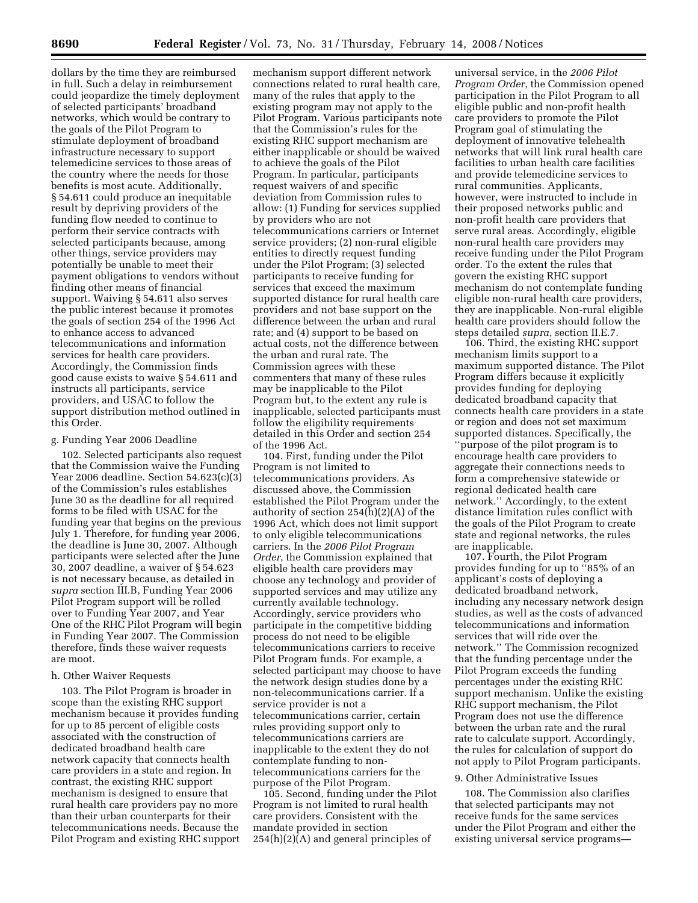dollars by the time they are reimbursed in full. Such a delay in reimbursement could jeopardize the timely deployment of selected participants' broadband networks, which would be contrary to the goals of the Pilot Program to stimulate deployment of broadband infrastructure necessary to support telemedicine services to those areas of the country where the needs for those benefits is most acute. Additionally, § 54.611 could produce an inequitable result by depriving providers of the funding flow needed to continue to perform their service contracts with selected participants because, among other things, service providers may potentially be unable to meet their payment obligations to vendors without finding other means of financial support. Waiving § 54.611 also serves the public interest because it promotes the goals of section 254 of the 1996 Act to enhance access to advanced telecommunications and information services for health care providers. Accordingly, the Commission finds good cause exists to waive § 54.611 and instructs all participants, service providers, and USAC to follow the support distribution method outlined in this Order.

g. Funding Year 2006 Deadline

102. Selected participants also request that the Commission waive the Funding Year 2006 deadline. Section 54.623(c)(3) of the Commission's rules establishes June 30 as the deadline for all required forms to be filed with USAC for the funding year that begins on the previous July 1. Therefore, for funding year 2006, the deadline is June 30, 2007. Although participants were selected after the June 30, 2007 deadline, a waiver of § 54.623 is not necessary because, as detailed in *supra* section III.B, Funding Year 2006 Pilot Program support will be rolled over to Funding Year 2007, and Year One of the RHC Pilot Program will begin in Funding Year 2007. The Commission therefore, finds these waiver requests are moot.

h. Other Waiver Requests

103. The Pilot Program is broader in scope than the existing RHC support mechanism because it provides funding for up to 85 percent of eligible costs associated with the construction of dedicated broadband health care network capacity that connects health care providers in a state and region. In contrast, the existing RHC support mechanism is designed to ensure that rural health care providers pay no more than their urban counterparts for their telecommunications needs. Because the Pilot Program and existing RHC support mechanism support different network connections related to rural health care, many of the rules that apply to the existing program may not apply to the Pilot Program. Various participants note that the Commission's rules for the existing RHC support mechanism are either inapplicable or should be waived to achieve the goals of the Pilot Program. In particular, participants request waivers of and specific deviation from Commission rules to allow: (1) Funding for services supplied by providers who are not telecommunications carriers or Internet service providers; (2) non-rural eligible entities to directly request funding under the Pilot Program; (3) selected participants to receive funding for services that exceed the maximum supported distance for rural health care providers and not base support on the difference between the urban and rural rate; and (4) support to be based on actual costs, not the difference between the urban and rural rate. The Commission agrees with these commenters that many of these rules may be inapplicable to the Pilot Program but, to the extent any rule is inapplicable, selected participants must follow the eligibility requirements detailed in this Order and section 254 of the 1996 Act.

104. First, funding under the Pilot Program is not limited to telecommunications providers. As discussed above, the Commission established the Pilot Program under the authority of section 254(h)(2)(A) of the 1996 Act, which does not limit support to only eligible telecommunications carriers. In the *2006 Pilot Program Order*, the Commission explained that eligible health care providers may choose any technology and provider of supported services and may utilize any currently available technology. Accordingly, service providers who participate in the competitive bidding process do not need to be eligible telecommunications carriers to receive Pilot Program funds. For example, a selected participant may choose to have the network design studies done by a non-telecommunications carrier. If a service provider is not a telecommunications carrier, certain rules providing support only to telecommunications carriers are inapplicable to the extent they do not contemplate funding to non-telecommunications carriers for the purpose of the Pilot Program.

105. Second, funding under the Pilot Program is not limited to rural health care providers. Consistent with the mandate provided in section 254(h)(2)(A) and general principles of universal service, in the *2006 Pilot Program Order*, the Commission opened participation in the Pilot Program to all eligible public and non-profit health care providers to promote the Pilot Program goal of stimulating the deployment of innovative telehealth networks that will link rural health care facilities to urban health care facilities and provide telemedicine services to rural communities. Applicants, however, were instructed to include in their proposed networks public and non-profit health care providers that serve rural areas. Accordingly, eligible non-rural health care providers may receive funding under the Pilot Program order. To the extent the rules that govern the existing RHC support mechanism do not contemplate funding eligible non-rural health care providers, they are inapplicable. Non-rural eligible health care providers should follow the steps detailed *supra*, section II.E.7.

106. Third, the existing RHC support mechanism limits support to a maximum supported distance. The Pilot Program differs because it explicitly provides funding for deploying dedicated broadband capacity that connects health care providers in a state or region and does not set maximum supported distances. Specifically, the "purpose of the pilot program is to encourage health care providers to aggregate their connections needs to form a comprehensive statewide or regional dedicated health care network." Accordingly, to the extent distance limitation rules conflict with the goals of the Pilot Program to create state and regional networks, the rules are inapplicable.

107. Fourth, the Pilot Program provides funding for up to "85% of an applicant's costs of deploying a dedicated broadband network, including any necessary network design studies, as well as the costs of advanced telecommunications and information services that will ride over the network." The Commission recognized that the funding percentage under the Pilot Program exceeds the funding percentages under the existing RHC support mechanism. Unlike the existing RHC support mechanism, the Pilot Program does not use the difference between the urban rate and the rural rate to calculate support. Accordingly, the rules for calculation of support do not apply to Pilot Program participants.

9. Other Administrative Issues

108. The Commission also clarifies that selected participants may not receive funds for the same services under the Pilot Program and either the existing universal service programs—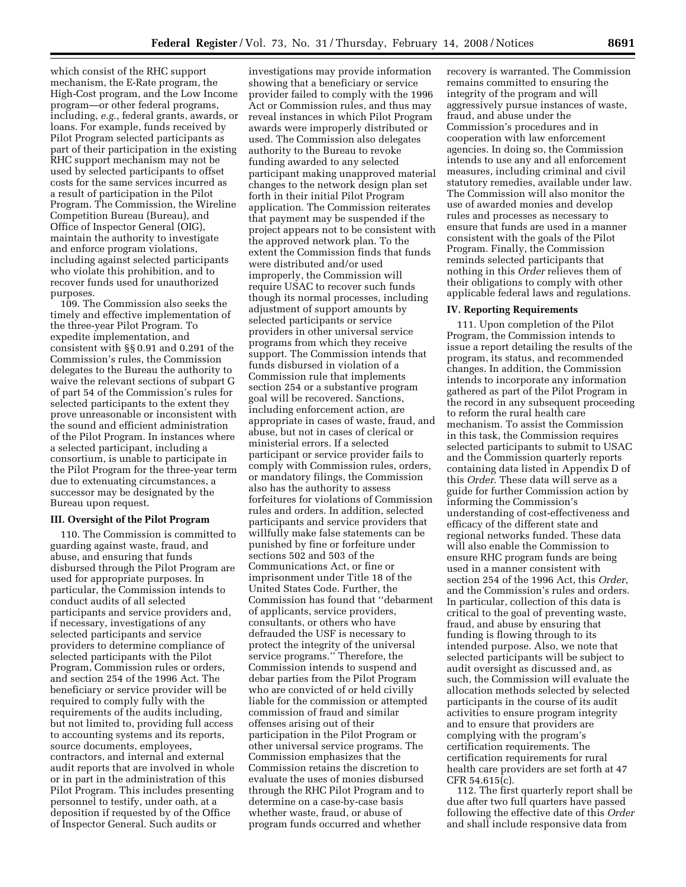which consist of the RHC support mechanism, the E-Rate program, the High-Cost program, and the Low Income program—or other federal programs, including, *e.g.*, federal grants, awards, or loans. For example, funds received by Pilot Program selected participants as part of their participation in the existing RHC support mechanism may not be used by selected participants to offset costs for the same services incurred as a result of participation in the Pilot Program. The Commission, the Wireline Competition Bureau (Bureau), and Office of Inspector General (OIG), maintain the authority to investigate and enforce program violations, including against selected participants who violate this prohibition, and to recover funds used for unauthorized purposes.

109. The Commission also seeks the timely and effective implementation of the three-year Pilot Program. To expedite implementation, and consistent with §§ 0.91 and 0.291 of the Commission's rules, the Commission delegates to the Bureau the authority to waive the relevant sections of subpart G of part 54 of the Commission's rules for selected participants to the extent they prove unreasonable or inconsistent with the sound and efficient administration of the Pilot Program. In instances where a selected participant, including a consortium, is unable to participate in the Pilot Program for the three-year term due to extenuating circumstances, a successor may be designated by the Bureau upon request.

### III. Oversight of the Pilot Program

110. The Commission is committed to guarding against waste, fraud, and abuse, and ensuring that funds disbursed through the Pilot Program are used for appropriate purposes. In particular, the Commission intends to conduct audits of all selected participants and service providers and, if necessary, investigations of any selected participants and service providers to determine compliance of selected participants with the Pilot Program, Commission rules or orders, and section 254 of the 1996 Act. The beneficiary or service provider will be required to comply fully with the requirements of the audits including, but not limited to, providing full access to accounting systems and its reports, source documents, employees, contractors, and internal and external audit reports that are involved in whole or in part in the administration of this Pilot Program. This includes presenting personnel to testify, under oath, at a deposition if requested by of the Office of Inspector General. Such audits or investigations may provide information showing that a beneficiary or service provider failed to comply with the 1996 Act or Commission rules, and thus may reveal instances in which Pilot Program awards were improperly distributed or used. The Commission also delegates authority to the Bureau to revoke funding awarded to any selected participant making unapproved material changes to the network design plan set forth in their initial Pilot Program application. The Commission reiterates that payment may be suspended if the project appears not to be consistent with the approved network plan. To the extent the Commission finds that funds were distributed and/or used improperly, the Commission will require USAC to recover such funds though its normal processes, including adjustment of support amounts by selected participants or service providers in other universal service programs from which they receive support. The Commission intends that funds disbursed in violation of a Commission rule that implements section 254 or a substantive program goal will be recovered. Sanctions, including enforcement action, are appropriate in cases of waste, fraud, and abuse, but not in cases of clerical or ministerial errors. If a selected participant or service provider fails to comply with Commission rules, orders, or mandatory filings, the Commission also has the authority to assess forfeitures for violations of Commission rules and orders. In addition, selected participants and service providers that willfully make false statements can be punished by fine or forfeiture under sections 502 and 503 of the Communications Act, or fine or imprisonment under Title 18 of the United States Code. Further, the Commission has found that ''debarment of applicants, service providers, consultants, or others who have defrauded the USF is necessary to protect the integrity of the universal service programs.'' Therefore, the Commission intends to suspend and debar parties from the Pilot Program who are convicted of or held civilly liable for the commission or attempted commission of fraud and similar offenses arising out of their participation in the Pilot Program or other universal service programs. The Commission emphasizes that the Commission retains the discretion to evaluate the uses of monies disbursed through the RHC Pilot Program and to determine on a case-by-case basis whether waste, fraud, or abuse of program funds occurred and whether recovery is warranted. The Commission remains committed to ensuring the integrity of the program and will aggressively pursue instances of waste, fraud, and abuse under the Commission's procedures and in cooperation with law enforcement agencies. In doing so, the Commission intends to use any and all enforcement measures, including criminal and civil statutory remedies, available under law. The Commission will also monitor the use of awarded monies and develop rules and processes as necessary to ensure that funds are used in a manner consistent with the goals of the Pilot Program. Finally, the Commission reminds selected participants that nothing in this *Order* relieves them of their obligations to comply with other applicable federal laws and regulations.

### IV. Reporting Requirements

111. Upon completion of the Pilot Program, the Commission intends to issue a report detailing the results of the program, its status, and recommended changes. In addition, the Commission intends to incorporate any information gathered as part of the Pilot Program in the record in any subsequent proceeding to reform the rural health care mechanism. To assist the Commission in this task, the Commission requires selected participants to submit to USAC and the Commission quarterly reports containing data listed in Appendix D of this *Order*. These data will serve as a guide for further Commission action by informing the Commission's understanding of cost-effectiveness and efficacy of the different state and regional networks funded. These data will also enable the Commission to ensure RHC program funds are being used in a manner consistent with section 254 of the 1996 Act, this *Order*, and the Commission's rules and orders. In particular, collection of this data is critical to the goal of preventing waste, fraud, and abuse by ensuring that funding is flowing through to its intended purpose. Also, we note that selected participants will be subject to audit oversight as discussed and, as such, the Commission will evaluate the allocation methods selected by selected participants in the course of its audit activities to ensure program integrity and to ensure that providers are complying with the program's certification requirements. The certification requirements for rural health care providers are set forth at 47 CFR 54.615(c).

112. The first quarterly report shall be due after two full quarters have passed following the effective date of this *Order* and shall include responsive data from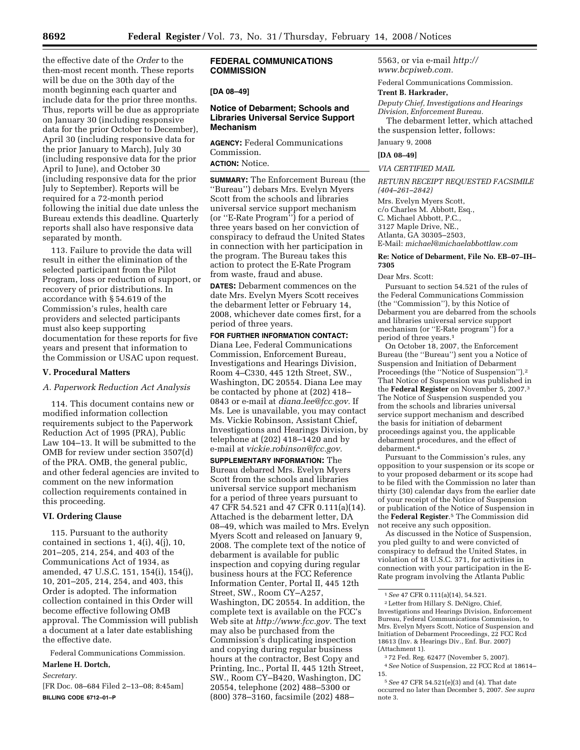the effective date of the *Order* to the then-most recent month. These reports will be due on the 30th day of the month beginning each quarter and include data for the prior three months. Thus, reports will be due as appropriate on January 30 (including responsive data for the prior October to December), April 30 (including responsive data for the prior January to March), July 30 (including responsive data for the prior April to June), and October 30 (including responsive data for the prior July to September). Reports will be required for a 72-month period following the initial due date unless the Bureau extends this deadline. Quarterly reports shall also have responsive data separated by month.

113. Failure to provide the data will result in either the elimination of the selected participant from the Pilot Program, loss or reduction of support, or recovery of prior distributions. In accordance with § 54.619 of the Commission's rules, health care providers and selected participants must also keep supporting documentation for these reports for five years and present that information to the Commission or USAC upon request.

## V. Procedural Matters

### *A. Paperwork Reduction Act Analysis*

114. This document contains new or modified information collection requirements subject to the Paperwork Reduction Act of 1995 (PRA), Public Law 104–13. It will be submitted to the OMB for review under section 3507(d) of the PRA. OMB, the general public, and other federal agencies are invited to comment on the new information collection requirements contained in this proceeding.

## VI. Ordering Clause

115. Pursuant to the authority contained in sections 1, 4(i), 4(j), 10, 201–205, 214, 254, and 403 of the Communications Act of 1934, as amended, 47 U.S.C. 151, 154(i), 154(j), 10, 201–205, 214, 254, and 403, this Order is adopted. The information collection contained in this Order will become effective following OMB approval. The Commission will publish a document at a later date establishing the effective date.

Federal Communications Commission.

**Marlene H. Dortch,**

*Secretary.*

[FR Doc. 08–684 Filed 2–13–08; 8:45am]

**BILLING CODE 6712–01–P**

## FEDERAL COMMUNICATIONS COMMISSION

**[DA 08–49]**

## Notice of Debarment; Schools and Libraries Universal Service Support Mechanism

**AGENCY:** Federal Communications Commission.

**ACTION:** Notice.

**SUMMARY:** The Enforcement Bureau (the "Bureau") debars Mrs. Evelyn Myers Scott from the schools and libraries universal service support mechanism (or "E-Rate Program") for a period of three years based on her conviction of conspiracy to defraud the United States in connection with her participation in the program. The Bureau takes this action to protect the E-Rate Program from waste, fraud and abuse.

**DATES:** Debarment commences on the date Mrs. Evelyn Myers Scott receives the debarment letter or February 14, 2008, whichever date comes first, for a period of three years.

**FOR FURTHER INFORMATION CONTACT:** Diana Lee, Federal Communications Commission, Enforcement Bureau, Investigations and Hearings Division, Room 4–C330, 445 12th Street, SW., Washington, DC 20554. Diana Lee may be contacted by phone at (202) 418–0843 or e-mail at *diana.lee@fcc.gov.* If Ms. Lee is unavailable, you may contact Ms. Vickie Robinson, Assistant Chief, Investigations and Hearings Division, by telephone at (202) 418–1420 and by e-mail at *vickie.robinson@fcc.gov.*

**SUPPLEMENTARY INFORMATION:** The Bureau debarred Mrs. Evelyn Myers Scott from the schools and libraries universal service support mechanism for a period of three years pursuant to 47 CFR 54.521 and 47 CFR 0.111(a)(14). Attached is the debarment letter, DA 08–49, which was mailed to Mrs. Evelyn Myers Scott and released on January 9, 2008. The complete text of the notice of debarment is available for public inspection and copying during regular business hours at the FCC Reference Information Center, Portal II, 445 12th Street, SW., Room CY–A257, Washington, DC 20554. In addition, the complete text is available on the FCC's Web site at *http://www.fcc.gov.* The text may also be purchased from the Commission's duplicating inspection and copying during regular business hours at the contractor, Best Copy and Printing, Inc., Portal II, 445 12th Street, SW., Room CY–B420, Washington, DC 20554, telephone (202) 488–5300 or (800) 378–3160, facsimile (202) 488–5563, or via e-mail *http://www.bcpiweb.com.*

Federal Communications Commission.

**Trent B. Harkrader,**

*Deputy Chief, Investigations and Hearings Division, Enforcement Bureau.*

The debarment letter, which attached the suspension letter, follows:

January 9, 2008

**[DA 08–49]**

*VIA CERTIFIED MAIL*

*RETURN RECEIPT REQUESTED FACSIMILE (404–261–2842)*

Mrs. Evelyn Myers Scott,
c/o Charles M. Abbott, Esq.,
C. Michael Abbott, P.C.,
3127 Maple Drive, NE.,
Atlanta, GA 30305–2503,
E-Mail: *michael@michaelabbottlaw.com*

**Re: Notice of Debarment, File No. EB–07–IH–7305**

Dear Mrs. Scott:

Pursuant to section 54.521 of the rules of the Federal Communications Commission (the "Commission"), by this Notice of Debarment you are debarred from the schools and libraries universal service support mechanism (or "E-Rate program") for a period of three years.[1]

On October 18, 2007, the Enforcement Bureau (the "Bureau") sent you a Notice of Suspension and Initiation of Debarment Proceedings (the "Notice of Suspension").[2] That Notice of Suspension was published in the **Federal Register** on November 5, 2007.[3] The Notice of Suspension suspended you from the schools and libraries universal service support mechanism and described the basis for initiation of debarment proceedings against you, the applicable debarment procedures, and the effect of debarment.[4]

Pursuant to the Commission's rules, any opposition to your suspension or its scope or to your proposed debarment or its scope had to be filed with the Commission no later than thirty (30) calendar days from the earlier date of your receipt of the Notice of Suspension or publication of the Notice of Suspension in the **Federal Register**.[5] The Commission did not receive any such opposition.

As discussed in the Notice of Suspension, you pled guilty to and were convicted of conspiracy to defraud the United States, in violation of 18 U.S.C. 371, for activities in connection with your participation in the E-Rate program involving the Atlanta Public

---

[1] *See* 47 CFR 0.111(a)(14), 54.521.

[2] Letter from Hillary S. DeNigro, Chief, Investigations and Hearings Division, Enforcement Bureau, Federal Communications Commission, to Mrs. Evelyn Myers Scott, Notice of Suspension and Initiation of Debarment Proceedings, 22 FCC Rcd 18613 (Inv. & Hearings Div., Enf. Bur. 2007) (Attachment 1).

[3] 72 Fed. Reg. 62477 (November 5, 2007).

[4] *See* Notice of Suspension, 22 FCC Rcd at 18614–15.

[5] *See* 47 CFR 54.521(e)(3) and (4). That date occurred no later than December 5, 2007. *See supra* note 3.